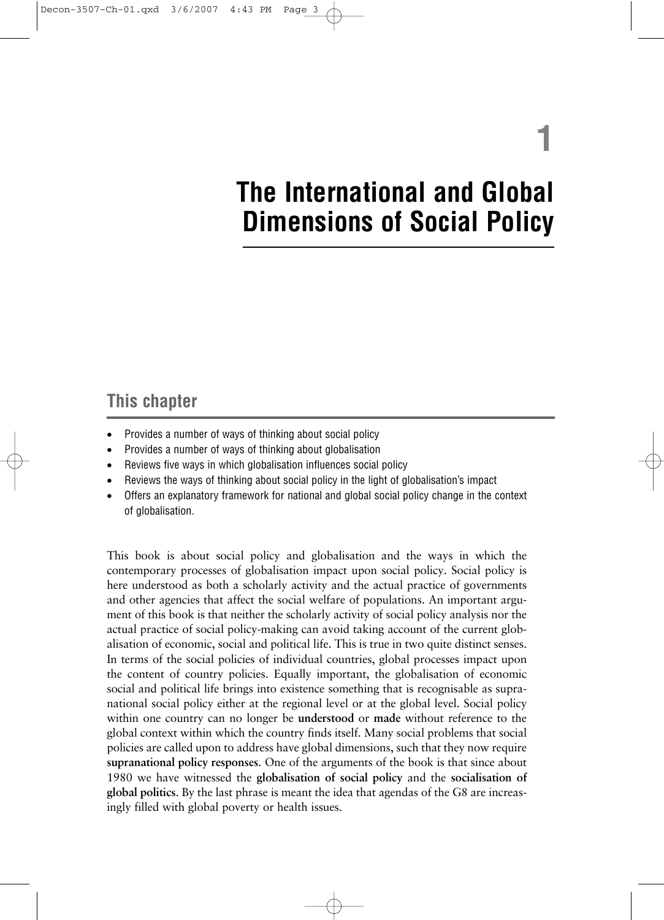# 1

# The International and Global Dimensions of Social Policy

## This chapter

- Provides a number of ways of thinking about social policy
- Provides a number of ways of thinking about globalisation
- Reviews five ways in which globalisation influences social policy
- Reviews the ways of thinking about social policy in the light of globalisation's impact
- Offers an explanatory framework for national and global social policy change in the context of globalisation.

This book is about social policy and globalisation and the ways in which the contemporary processes of globalisation impact upon social policy. Social policy is here understood as both a scholarly activity and the actual practice of governments and other agencies that affect the social welfare of populations. An important argument of this book is that neither the scholarly activity of social policy analysis nor the actual practice of social policy-making can avoid taking account of the current globalisation of economic, social and political life. This is true in two quite distinct senses. In terms of the social policies of individual countries, global processes impact upon the content of country policies. Equally important, the globalisation of economic social and political life brings into existence something that is recognisable as supranational social policy either at the regional level or at the global level. Social policy within one country can no longer be **understood** or **made** without reference to the global context within which the country finds itself. Many social problems that social policies are called upon to address have global dimensions, such that they now require **supranational policy responses**. One of the arguments of the book is that since about 1980 we have witnessed the **globalisation of social policy** and the **socialisation of global politics**. By the last phrase is meant the idea that agendas of the G8 are increasingly filled with global poverty or health issues.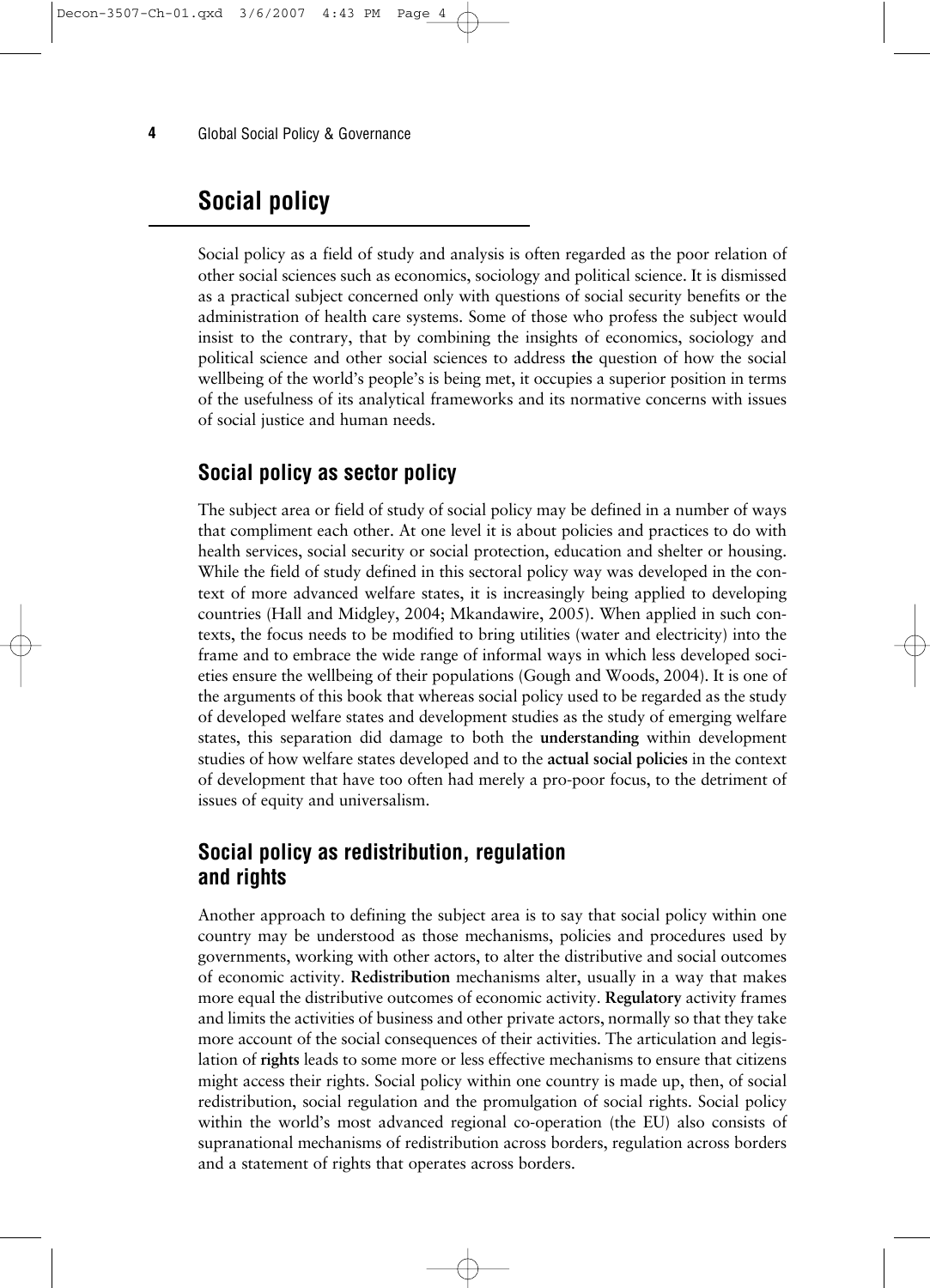## Social policy

Social policy as a field of study and analysis is often regarded as the poor relation of other social sciences such as economics, sociology and political science. It is dismissed as a practical subject concerned only with questions of social security benefits or the administration of health care systems. Some of those who profess the subject would insist to the contrary, that by combining the insights of economics, sociology and political science and other social sciences to address **the** question of how the social wellbeing of the world's people's is being met, it occupies a superior position in terms of the usefulness of its analytical frameworks and its normative concerns with issues of social justice and human needs.

### Social policy as sector policy

The subject area or field of study of social policy may be defined in a number of ways that compliment each other. At one level it is about policies and practices to do with health services, social security or social protection, education and shelter or housing. While the field of study defined in this sectoral policy way was developed in the context of more advanced welfare states, it is increasingly being applied to developing countries (Hall and Midgley, 2004; Mkandawire, 2005). When applied in such contexts, the focus needs to be modified to bring utilities (water and electricity) into the frame and to embrace the wide range of informal ways in which less developed societies ensure the wellbeing of their populations (Gough and Woods, 2004). It is one of the arguments of this book that whereas social policy used to be regarded as the study of developed welfare states and development studies as the study of emerging welfare states, this separation did damage to both the **understanding** within development studies of how welfare states developed and to the **actual social policies** in the context of development that have too often had merely a pro-poor focus, to the detriment of issues of equity and universalism.

### Social policy as redistribution, regulation and rights

Another approach to defining the subject area is to say that social policy within one country may be understood as those mechanisms, policies and procedures used by governments, working with other actors, to alter the distributive and social outcomes of economic activity. **Redistribution** mechanisms alter, usually in a way that makes more equal the distributive outcomes of economic activity. **Regulatory** activity frames and limits the activities of business and other private actors, normally so that they take more account of the social consequences of their activities. The articulation and legislation of **rights** leads to some more or less effective mechanisms to ensure that citizens might access their rights. Social policy within one country is made up, then, of social redistribution, social regulation and the promulgation of social rights. Social policy within the world's most advanced regional co-operation (the EU) also consists of supranational mechanisms of redistribution across borders, regulation across borders and a statement of rights that operates across borders.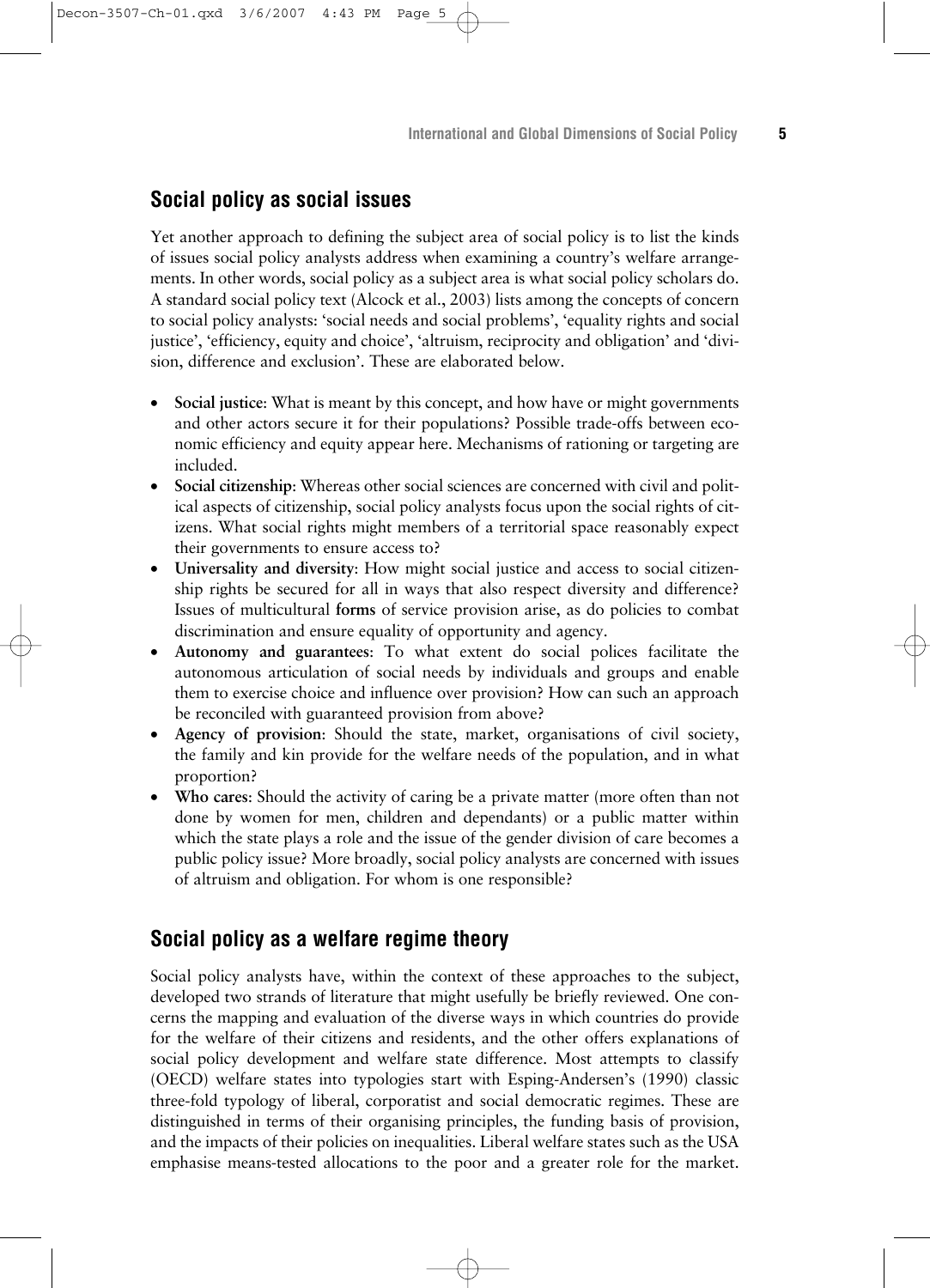## Social policy as social issues

Yet another approach to defining the subject area of social policy is to list the kinds of issues social policy analysts address when examining a country's welfare arrangements. In other words, social policy as a subject area is what social policy scholars do. A standard social policy text (Alcock et al., 2003) lists among the concepts of concern to social policy analysts: 'social needs and social problems', 'equality rights and social justice', 'efficiency, equity and choice', 'altruism, reciprocity and obligation' and 'division, difference and exclusion'. These are elaborated below.

- **Social justice**: What is meant by this concept, and how have or might governments and other actors secure it for their populations? Possible trade-offs between economic efficiency and equity appear here. Mechanisms of rationing or targeting are included.
- **Social citizenship**: Whereas other social sciences are concerned with civil and political aspects of citizenship, social policy analysts focus upon the social rights of citizens. What social rights might members of a territorial space reasonably expect their governments to ensure access to?
- **Universality and diversity**: How might social justice and access to social citizenship rights be secured for all in ways that also respect diversity and difference? Issues of multicultural **forms** of service provision arise, as do policies to combat discrimination and ensure equality of opportunity and agency.
- **Autonomy and guarantees**: To what extent do social polices facilitate the autonomous articulation of social needs by individuals and groups and enable them to exercise choice and influence over provision? How can such an approach be reconciled with guaranteed provision from above?
- **Agency of provision**: Should the state, market, organisations of civil society, the family and kin provide for the welfare needs of the population, and in what proportion?
- **Who cares**: Should the activity of caring be a private matter (more often than not done by women for men, children and dependants) or a public matter within which the state plays a role and the issue of the gender division of care becomes a public policy issue? More broadly, social policy analysts are concerned with issues of altruism and obligation. For whom is one responsible?

## Social policy as a welfare regime theory

Social policy analysts have, within the context of these approaches to the subject, developed two strands of literature that might usefully be briefly reviewed. One concerns the mapping and evaluation of the diverse ways in which countries do provide for the welfare of their citizens and residents, and the other offers explanations of social policy development and welfare state difference. Most attempts to classify (OECD) welfare states into typologies start with Esping-Andersen's (1990) classic three-fold typology of liberal, corporatist and social democratic regimes. These are distinguished in terms of their organising principles, the funding basis of provision, and the impacts of their policies on inequalities. Liberal welfare states such as the USA emphasise means-tested allocations to the poor and a greater role for the market.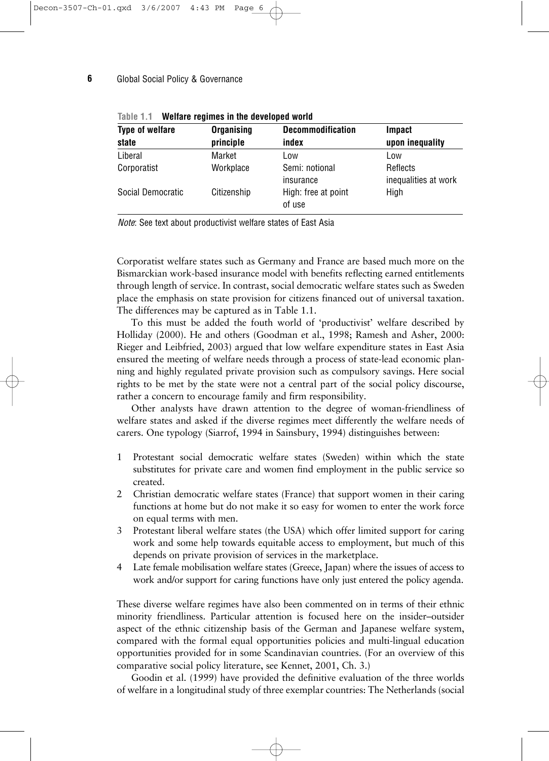**Table 1.1 Welfare regimes in the developed world**

| Type of welfare state | Organising principle | Decommodification index | Impact upon inequality |
|---|---|---|---|
| Liberal | Market | Low | Low |
| Corporatist | Workplace | Semi: notional insurance | Reflects inequalities at work |
| Social Democratic | Citizenship | High: free at point of use | High |

*Note*: See text about productivist welfare states of East Asia

Corporatist welfare states such as Germany and France are based much more on the Bismarckian work-based insurance model with benefits reflecting earned entitlements through length of service. In contrast, social democratic welfare states such as Sweden place the emphasis on state provision for citizens financed out of universal taxation. The differences may be captured as in Table 1.1.

To this must be added the fouth world of 'productivist' welfare described by Holliday (2000). He and others (Goodman et al., 1998; Ramesh and Asher, 2000: Rieger and Leibfried, 2003) argued that low welfare expenditure states in East Asia ensured the meeting of welfare needs through a process of state-lead economic planning and highly regulated private provision such as compulsory savings. Here social rights to be met by the state were not a central part of the social policy discourse, rather a concern to encourage family and firm responsibility.

Other analysts have drawn attention to the degree of woman-friendliness of welfare states and asked if the diverse regimes meet differently the welfare needs of carers. One typology (Siarrof, 1994 in Sainsbury, 1994) distinguishes between:

1. Protestant social democratic welfare states (Sweden) within which the state substitutes for private care and women find employment in the public service so created.
2. Christian democratic welfare states (France) that support women in their caring functions at home but do not make it so easy for women to enter the work force on equal terms with men.
3. Protestant liberal welfare states (the USA) which offer limited support for caring work and some help towards equitable access to employment, but much of this depends on private provision of services in the marketplace.
4. Late female mobilisation welfare states (Greece, Japan) where the issues of access to work and/or support for caring functions have only just entered the policy agenda.

These diverse welfare regimes have also been commented on in terms of their ethnic minority friendliness. Particular attention is focused here on the insider–outsider aspect of the ethnic citizenship basis of the German and Japanese welfare system, compared with the formal equal opportunities policies and multi-lingual education opportunities provided for in some Scandinavian countries. (For an overview of this comparative social policy literature, see Kennet, 2001, Ch. 3.)

Goodin et al. (1999) have provided the definitive evaluation of the three worlds of welfare in a longitudinal study of three exemplar countries: The Netherlands (social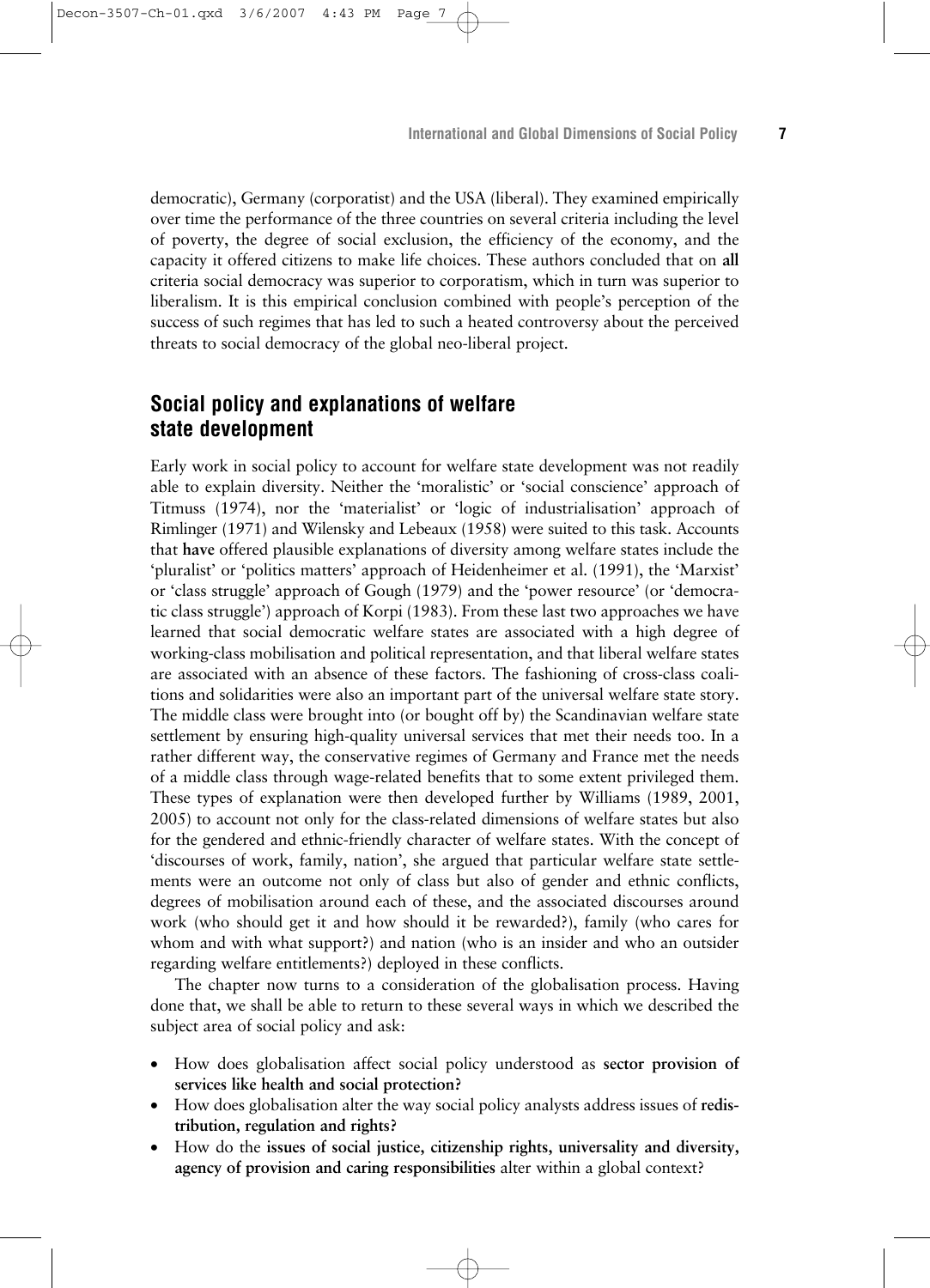democratic), Germany (corporatist) and the USA (liberal). They examined empirically over time the performance of the three countries on several criteria including the level of poverty, the degree of social exclusion, the efficiency of the economy, and the capacity it offered citizens to make life choices. These authors concluded that on **all** criteria social democracy was superior to corporatism, which in turn was superior to liberalism. It is this empirical conclusion combined with people's perception of the success of such regimes that has led to such a heated controversy about the perceived threats to social democracy of the global neo-liberal project.

## Social policy and explanations of welfare state development

Early work in social policy to account for welfare state development was not readily able to explain diversity. Neither the 'moralistic' or 'social conscience' approach of Titmuss (1974), nor the 'materialist' or 'logic of industrialisation' approach of Rimlinger (1971) and Wilensky and Lebeaux (1958) were suited to this task. Accounts that **have** offered plausible explanations of diversity among welfare states include the 'pluralist' or 'politics matters' approach of Heidenheimer et al. (1991), the 'Marxist' or 'class struggle' approach of Gough (1979) and the 'power resource' (or 'democratic class struggle') approach of Korpi (1983). From these last two approaches we have learned that social democratic welfare states are associated with a high degree of working-class mobilisation and political representation, and that liberal welfare states are associated with an absence of these factors. The fashioning of cross-class coalitions and solidarities were also an important part of the universal welfare state story. The middle class were brought into (or bought off by) the Scandinavian welfare state settlement by ensuring high-quality universal services that met their needs too. In a rather different way, the conservative regimes of Germany and France met the needs of a middle class through wage-related benefits that to some extent privileged them. These types of explanation were then developed further by Williams (1989, 2001, 2005) to account not only for the class-related dimensions of welfare states but also for the gendered and ethnic-friendly character of welfare states. With the concept of 'discourses of work, family, nation', she argued that particular welfare state settlements were an outcome not only of class but also of gender and ethnic conflicts, degrees of mobilisation around each of these, and the associated discourses around work (who should get it and how should it be rewarded?), family (who cares for whom and with what support?) and nation (who is an insider and who an outsider regarding welfare entitlements?) deployed in these conflicts.

The chapter now turns to a consideration of the globalisation process. Having done that, we shall be able to return to these several ways in which we described the subject area of social policy and ask:

- How does globalisation affect social policy understood as **sector provision of services like health and social protection?**
- How does globalisation alter the way social policy analysts address issues of **redistribution, regulation and rights?**
- How do the **issues of social justice, citizenship rights, universality and diversity, agency of provision and caring responsibilities** alter within a global context?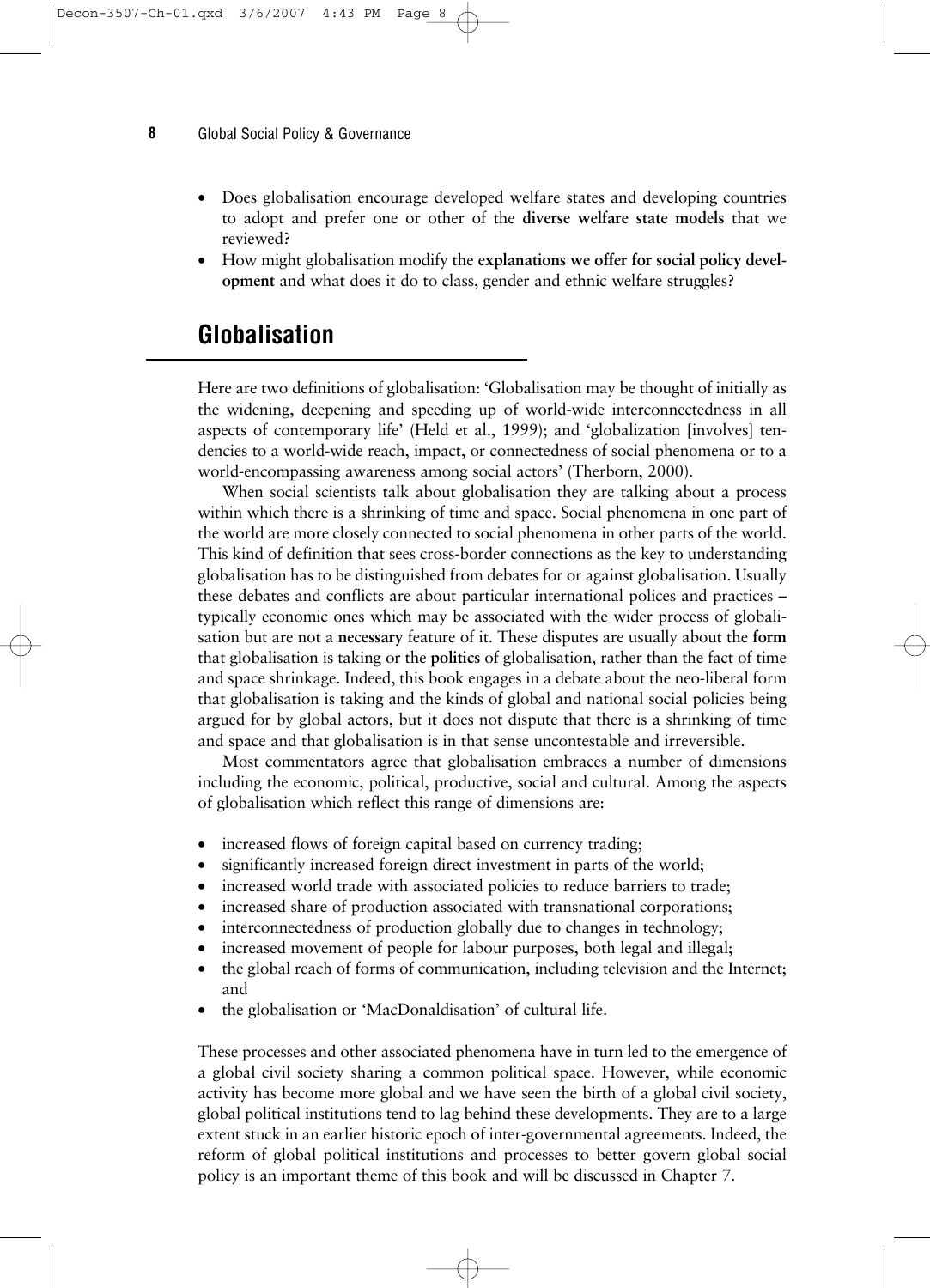- Does globalisation encourage developed welfare states and developing countries to adopt and prefer one or other of the **diverse welfare state models** that we reviewed?
- How might globalisation modify the **explanations we offer for social policy development** and what does it do to class, gender and ethnic welfare struggles?

## Globalisation

Here are two definitions of globalisation: 'Globalisation may be thought of initially as the widening, deepening and speeding up of world-wide interconnectedness in all aspects of contemporary life' (Held et al., 1999); and 'globalization [involves] tendencies to a world-wide reach, impact, or connectedness of social phenomena or to a world-encompassing awareness among social actors' (Therborn, 2000).

When social scientists talk about globalisation they are talking about a process within which there is a shrinking of time and space. Social phenomena in one part of the world are more closely connected to social phenomena in other parts of the world. This kind of definition that sees cross-border connections as the key to understanding globalisation has to be distinguished from debates for or against globalisation. Usually these debates and conflicts are about particular international polices and practices – typically economic ones which may be associated with the wider process of globalisation but are not a **necessary** feature of it. These disputes are usually about the **form** that globalisation is taking or the **politics** of globalisation, rather than the fact of time and space shrinkage. Indeed, this book engages in a debate about the neo-liberal form that globalisation is taking and the kinds of global and national social policies being argued for by global actors, but it does not dispute that there is a shrinking of time and space and that globalisation is in that sense uncontestable and irreversible.

Most commentators agree that globalisation embraces a number of dimensions including the economic, political, productive, social and cultural. Among the aspects of globalisation which reflect this range of dimensions are:

- increased flows of foreign capital based on currency trading;
- significantly increased foreign direct investment in parts of the world;
- increased world trade with associated policies to reduce barriers to trade;
- increased share of production associated with transnational corporations;
- interconnectedness of production globally due to changes in technology;
- increased movement of people for labour purposes, both legal and illegal;
- the global reach of forms of communication, including television and the Internet; and
- the globalisation or 'MacDonaldisation' of cultural life.

These processes and other associated phenomena have in turn led to the emergence of a global civil society sharing a common political space. However, while economic activity has become more global and we have seen the birth of a global civil society, global political institutions tend to lag behind these developments. They are to a large extent stuck in an earlier historic epoch of inter-governmental agreements. Indeed, the reform of global political institutions and processes to better govern global social policy is an important theme of this book and will be discussed in Chapter 7.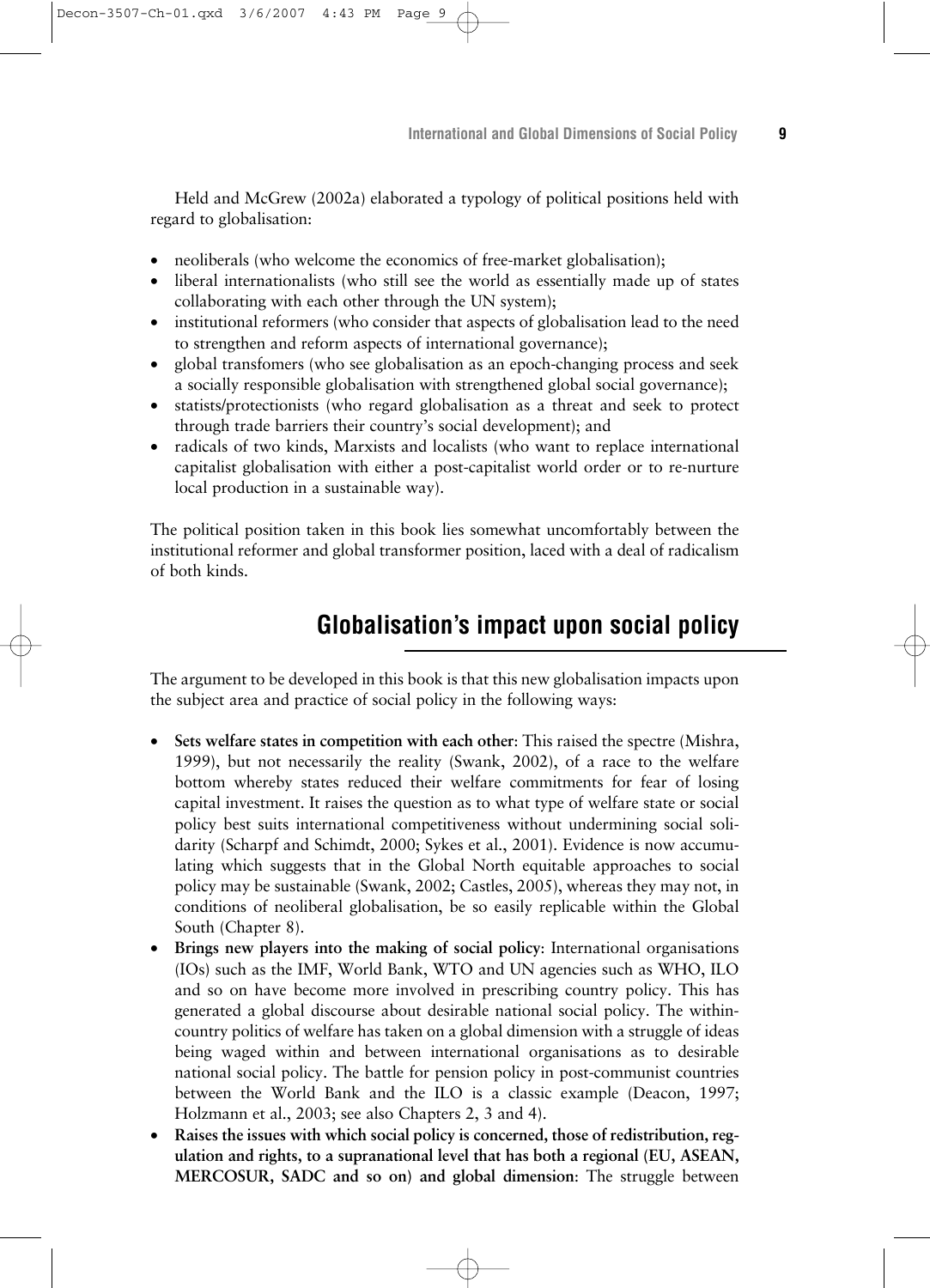Held and McGrew (2002a) elaborated a typology of political positions held with regard to globalisation:

- neoliberals (who welcome the economics of free-market globalisation);
- liberal internationalists (who still see the world as essentially made up of states collaborating with each other through the UN system);
- institutional reformers (who consider that aspects of globalisation lead to the need to strengthen and reform aspects of international governance);
- global transfomers (who see globalisation as an epoch-changing process and seek a socially responsible globalisation with strengthened global social governance);
- statists/protectionists (who regard globalisation as a threat and seek to protect through trade barriers their country's social development); and
- radicals of two kinds, Marxists and localists (who want to replace international capitalist globalisation with either a post-capitalist world order or to re-nurture local production in a sustainable way).

The political position taken in this book lies somewhat uncomfortably between the institutional reformer and global transformer position, laced with a deal of radicalism of both kinds.

## Globalisation's impact upon social policy

The argument to be developed in this book is that this new globalisation impacts upon the subject area and practice of social policy in the following ways:

- **Sets welfare states in competition with each other**: This raised the spectre (Mishra, 1999), but not necessarily the reality (Swank, 2002), of a race to the welfare bottom whereby states reduced their welfare commitments for fear of losing capital investment. It raises the question as to what type of welfare state or social policy best suits international competitiveness without undermining social solidarity (Scharpf and Schimdt, 2000; Sykes et al., 2001). Evidence is now accumulating which suggests that in the Global North equitable approaches to social policy may be sustainable (Swank, 2002; Castles, 2005), whereas they may not, in conditions of neoliberal globalisation, be so easily replicable within the Global South (Chapter 8).
- **Brings new players into the making of social policy**: International organisations (IOs) such as the IMF, World Bank, WTO and UN agencies such as WHO, ILO and so on have become more involved in prescribing country policy. This has generated a global discourse about desirable national social policy. The within-country politics of welfare has taken on a global dimension with a struggle of ideas being waged within and between international organisations as to desirable national social policy. The battle for pension policy in post-communist countries between the World Bank and the ILO is a classic example (Deacon, 1997; Holzmann et al., 2003; see also Chapters 2, 3 and 4).
- **Raises the issues with which social policy is concerned, those of redistribution, regulation and rights, to a supranational level that has both a regional (EU, ASEAN, MERCOSUR, SADC and so on) and global dimension**: The struggle between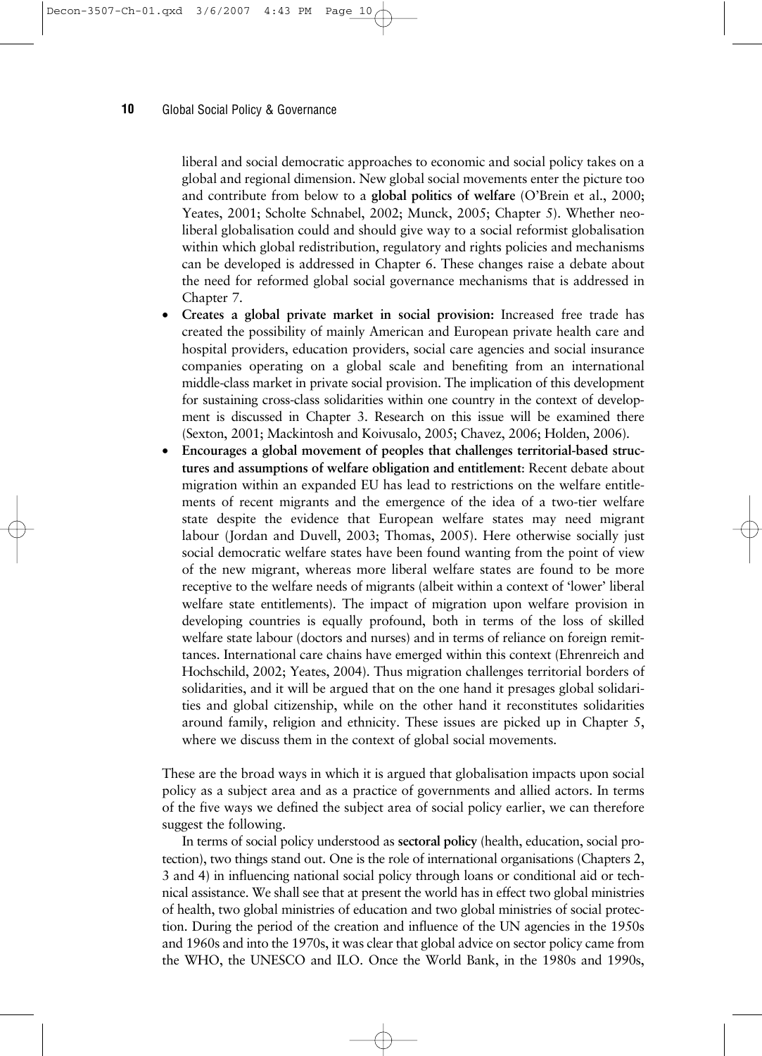liberal and social democratic approaches to economic and social policy takes on a global and regional dimension. New global social movements enter the picture too and contribute from below to a **global politics of welfare** (O'Brein et al., 2000; Yeates, 2001; Scholte Schnabel, 2002; Munck, 2005; Chapter 5). Whether neo-liberal globalisation could and should give way to a social reformist globalisation within which global redistribution, regulatory and rights policies and mechanisms can be developed is addressed in Chapter 6. These changes raise a debate about the need for reformed global social governance mechanisms that is addressed in Chapter 7.

- **Creates a global private market in social provision:** Increased free trade has created the possibility of mainly American and European private health care and hospital providers, education providers, social care agencies and social insurance companies operating on a global scale and benefiting from an international middle-class market in private social provision. The implication of this development for sustaining cross-class solidarities within one country in the context of development is discussed in Chapter 3. Research on this issue will be examined there (Sexton, 2001; Mackintosh and Koivusalo, 2005; Chavez, 2006; Holden, 2006).
- **Encourages a global movement of peoples that challenges territorial-based structures and assumptions of welfare obligation and entitlement**: Recent debate about migration within an expanded EU has lead to restrictions on the welfare entitlements of recent migrants and the emergence of the idea of a two-tier welfare state despite the evidence that European welfare states may need migrant labour (Jordan and Duvell, 2003; Thomas, 2005). Here otherwise socially just social democratic welfare states have been found wanting from the point of view of the new migrant, whereas more liberal welfare states are found to be more receptive to the welfare needs of migrants (albeit within a context of 'lower' liberal welfare state entitlements). The impact of migration upon welfare provision in developing countries is equally profound, both in terms of the loss of skilled welfare state labour (doctors and nurses) and in terms of reliance on foreign remittances. International care chains have emerged within this context (Ehrenreich and Hochschild, 2002; Yeates, 2004). Thus migration challenges territorial borders of solidarities, and it will be argued that on the one hand it presages global solidarities and global citizenship, while on the other hand it reconstitutes solidarities around family, religion and ethnicity. These issues are picked up in Chapter 5, where we discuss them in the context of global social movements.

These are the broad ways in which it is argued that globalisation impacts upon social policy as a subject area and as a practice of governments and allied actors. In terms of the five ways we defined the subject area of social policy earlier, we can therefore suggest the following.

In terms of social policy understood as **sectoral policy** (health, education, social protection), two things stand out. One is the role of international organisations (Chapters 2, 3 and 4) in influencing national social policy through loans or conditional aid or technical assistance. We shall see that at present the world has in effect two global ministries of health, two global ministries of education and two global ministries of social protection. During the period of the creation and influence of the UN agencies in the 1950s and 1960s and into the 1970s, it was clear that global advice on sector policy came from the WHO, the UNESCO and ILO. Once the World Bank, in the 1980s and 1990s,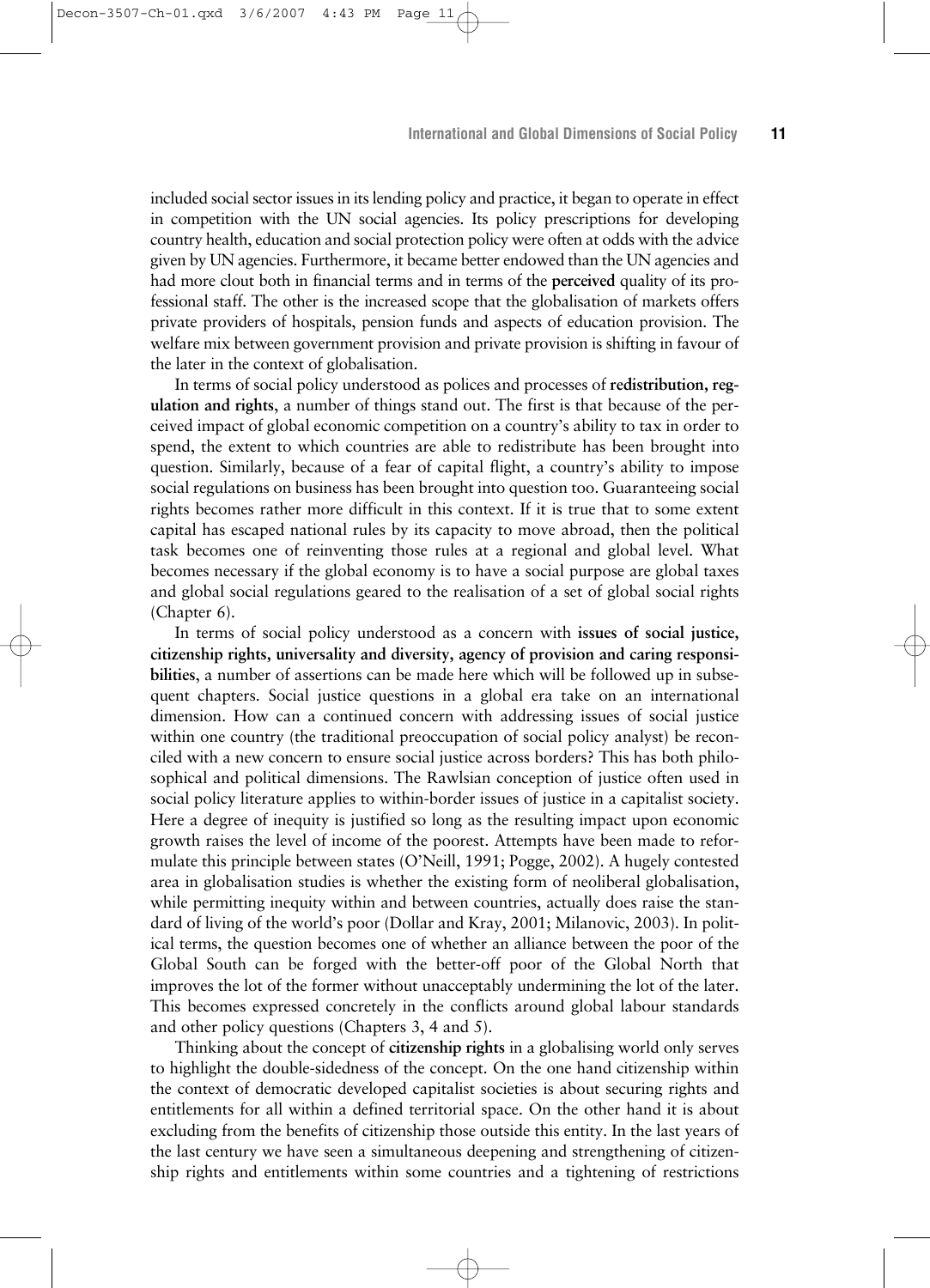included social sector issues in its lending policy and practice, it began to operate in effect in competition with the UN social agencies. Its policy prescriptions for developing country health, education and social protection policy were often at odds with the advice given by UN agencies. Furthermore, it became better endowed than the UN agencies and had more clout both in financial terms and in terms of the **perceived** quality of its professional staff. The other is the increased scope that the globalisation of markets offers private providers of hospitals, pension funds and aspects of education provision. The welfare mix between government provision and private provision is shifting in favour of the later in the context of globalisation.

In terms of social policy understood as polices and processes of **redistribution, regulation and rights**, a number of things stand out. The first is that because of the perceived impact of global economic competition on a country's ability to tax in order to spend, the extent to which countries are able to redistribute has been brought into question. Similarly, because of a fear of capital flight, a country's ability to impose social regulations on business has been brought into question too. Guaranteeing social rights becomes rather more difficult in this context. If it is true that to some extent capital has escaped national rules by its capacity to move abroad, then the political task becomes one of reinventing those rules at a regional and global level. What becomes necessary if the global economy is to have a social purpose are global taxes and global social regulations geared to the realisation of a set of global social rights (Chapter 6).

In terms of social policy understood as a concern with **issues of social justice, citizenship rights, universality and diversity, agency of provision and caring responsibilities**, a number of assertions can be made here which will be followed up in subsequent chapters. Social justice questions in a global era take on an international dimension. How can a continued concern with addressing issues of social justice within one country (the traditional preoccupation of social policy analyst) be reconciled with a new concern to ensure social justice across borders? This has both philosophical and political dimensions. The Rawlsian conception of justice often used in social policy literature applies to within-border issues of justice in a capitalist society. Here a degree of inequity is justified so long as the resulting impact upon economic growth raises the level of income of the poorest. Attempts have been made to reformulate this principle between states (O'Neill, 1991; Pogge, 2002). A hugely contested area in globalisation studies is whether the existing form of neoliberal globalisation, while permitting inequity within and between countries, actually does raise the standard of living of the world's poor (Dollar and Kray, 2001; Milanovic, 2003). In political terms, the question becomes one of whether an alliance between the poor of the Global South can be forged with the better-off poor of the Global North that improves the lot of the former without unacceptably undermining the lot of the later. This becomes expressed concretely in the conflicts around global labour standards and other policy questions (Chapters 3, 4 and 5).

Thinking about the concept of **citizenship rights** in a globalising world only serves to highlight the double-sidedness of the concept. On the one hand citizenship within the context of democratic developed capitalist societies is about securing rights and entitlements for all within a defined territorial space. On the other hand it is about excluding from the benefits of citizenship those outside this entity. In the last years of the last century we have seen a simultaneous deepening and strengthening of citizenship rights and entitlements within some countries and a tightening of restrictions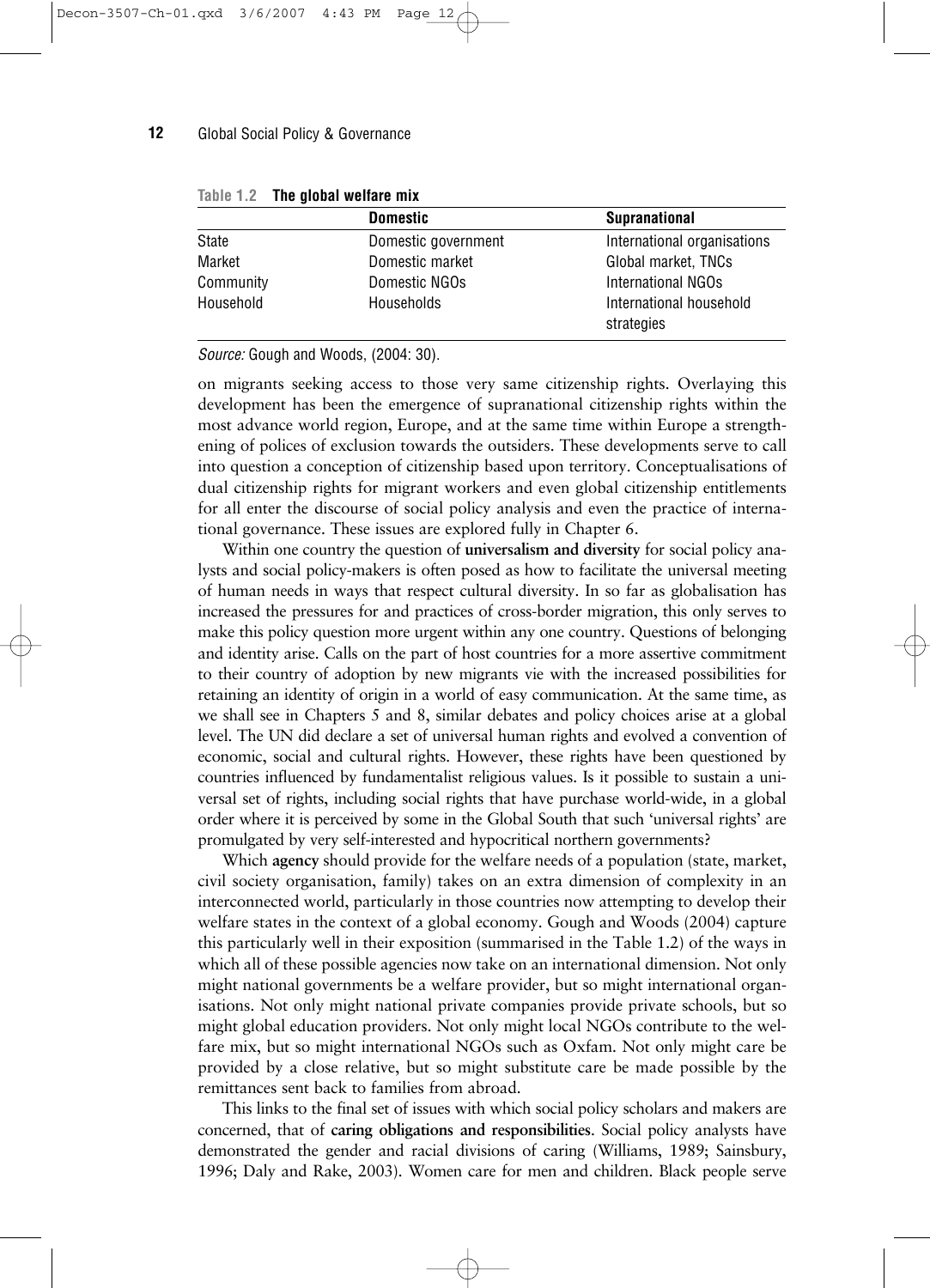**Table 1.2 The global welfare mix**

| | Domestic | Supranational |
|---|---|---|
| State | Domestic government | International organisations |
| Market | Domestic market | Global market, TNCs |
| Community | Domestic NGOs | International NGOs |
| Household | Households | International household strategies |

*Source:* Gough and Woods, (2004: 30).

on migrants seeking access to those very same citizenship rights. Overlaying this development has been the emergence of supranational citizenship rights within the most advance world region, Europe, and at the same time within Europe a strengthening of polices of exclusion towards the outsiders. These developments serve to call into question a conception of citizenship based upon territory. Conceptualisations of dual citizenship rights for migrant workers and even global citizenship entitlements for all enter the discourse of social policy analysis and even the practice of international governance. These issues are explored fully in Chapter 6.

Within one country the question of **universalism and diversity** for social policy analysts and social policy-makers is often posed as how to facilitate the universal meeting of human needs in ways that respect cultural diversity. In so far as globalisation has increased the pressures for and practices of cross-border migration, this only serves to make this policy question more urgent within any one country. Questions of belonging and identity arise. Calls on the part of host countries for a more assertive commitment to their country of adoption by new migrants vie with the increased possibilities for retaining an identity of origin in a world of easy communication. At the same time, as we shall see in Chapters 5 and 8, similar debates and policy choices arise at a global level. The UN did declare a set of universal human rights and evolved a convention of economic, social and cultural rights. However, these rights have been questioned by countries influenced by fundamentalist religious values. Is it possible to sustain a universal set of rights, including social rights that have purchase world-wide, in a global order where it is perceived by some in the Global South that such 'universal rights' are promulgated by very self-interested and hypocritical northern governments?

Which **agency** should provide for the welfare needs of a population (state, market, civil society organisation, family) takes on an extra dimension of complexity in an interconnected world, particularly in those countries now attempting to develop their welfare states in the context of a global economy. Gough and Woods (2004) capture this particularly well in their exposition (summarised in the Table 1.2) of the ways in which all of these possible agencies now take on an international dimension. Not only might national governments be a welfare provider, but so might international organisations. Not only might national private companies provide private schools, but so might global education providers. Not only might local NGOs contribute to the welfare mix, but so might international NGOs such as Oxfam. Not only might care be provided by a close relative, but so might substitute care be made possible by the remittances sent back to families from abroad.

This links to the final set of issues with which social policy scholars and makers are concerned, that of **caring obligations and responsibilities**. Social policy analysts have demonstrated the gender and racial divisions of caring (Williams, 1989; Sainsbury, 1996; Daly and Rake, 2003). Women care for men and children. Black people serve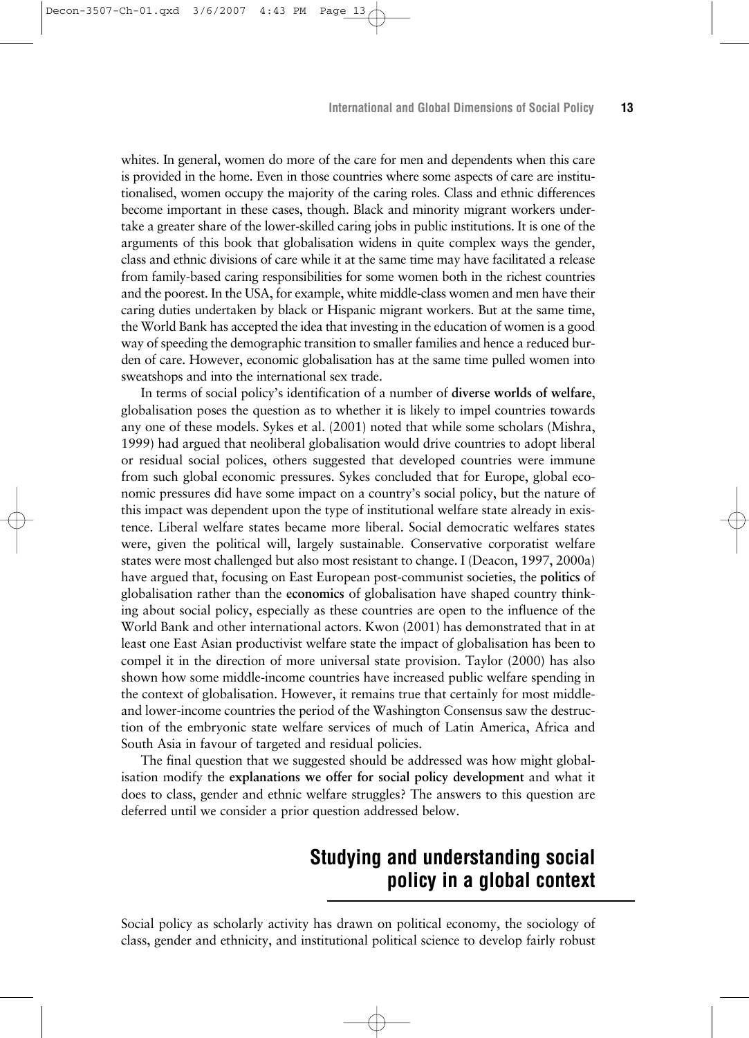whites. In general, women do more of the care for men and dependents when this care is provided in the home. Even in those countries where some aspects of care are institutionalised, women occupy the majority of the caring roles. Class and ethnic differences become important in these cases, though. Black and minority migrant workers undertake a greater share of the lower-skilled caring jobs in public institutions. It is one of the arguments of this book that globalisation widens in quite complex ways the gender, class and ethnic divisions of care while it at the same time may have facilitated a release from family-based caring responsibilities for some women both in the richest countries and the poorest. In the USA, for example, white middle-class women and men have their caring duties undertaken by black or Hispanic migrant workers. But at the same time, the World Bank has accepted the idea that investing in the education of women is a good way of speeding the demographic transition to smaller families and hence a reduced burden of care. However, economic globalisation has at the same time pulled women into sweatshops and into the international sex trade.

In terms of social policy's identification of a number of **diverse worlds of welfare**, globalisation poses the question as to whether it is likely to impel countries towards any one of these models. Sykes et al. (2001) noted that while some scholars (Mishra, 1999) had argued that neoliberal globalisation would drive countries to adopt liberal or residual social polices, others suggested that developed countries were immune from such global economic pressures. Sykes concluded that for Europe, global economic pressures did have some impact on a country's social policy, but the nature of this impact was dependent upon the type of institutional welfare state already in existence. Liberal welfare states became more liberal. Social democratic welfares states were, given the political will, largely sustainable. Conservative corporatist welfare states were most challenged but also most resistant to change. I (Deacon, 1997, 2000a) have argued that, focusing on East European post-communist societies, the **politics** of globalisation rather than the **economics** of globalisation have shaped country thinking about social policy, especially as these countries are open to the influence of the World Bank and other international actors. Kwon (2001) has demonstrated that in at least one East Asian productivist welfare state the impact of globalisation has been to compel it in the direction of more universal state provision. Taylor (2000) has also shown how some middle-income countries have increased public welfare spending in the context of globalisation. However, it remains true that certainly for most middle- and lower-income countries the period of the Washington Consensus saw the destruction of the embryonic state welfare services of much of Latin America, Africa and South Asia in favour of targeted and residual policies.

The final question that we suggested should be addressed was how might globalisation modify the **explanations we offer for social policy development** and what it does to class, gender and ethnic welfare struggles? The answers to this question are deferred until we consider a prior question addressed below.

## Studying and understanding social policy in a global context

Social policy as scholarly activity has drawn on political economy, the sociology of class, gender and ethnicity, and institutional political science to develop fairly robust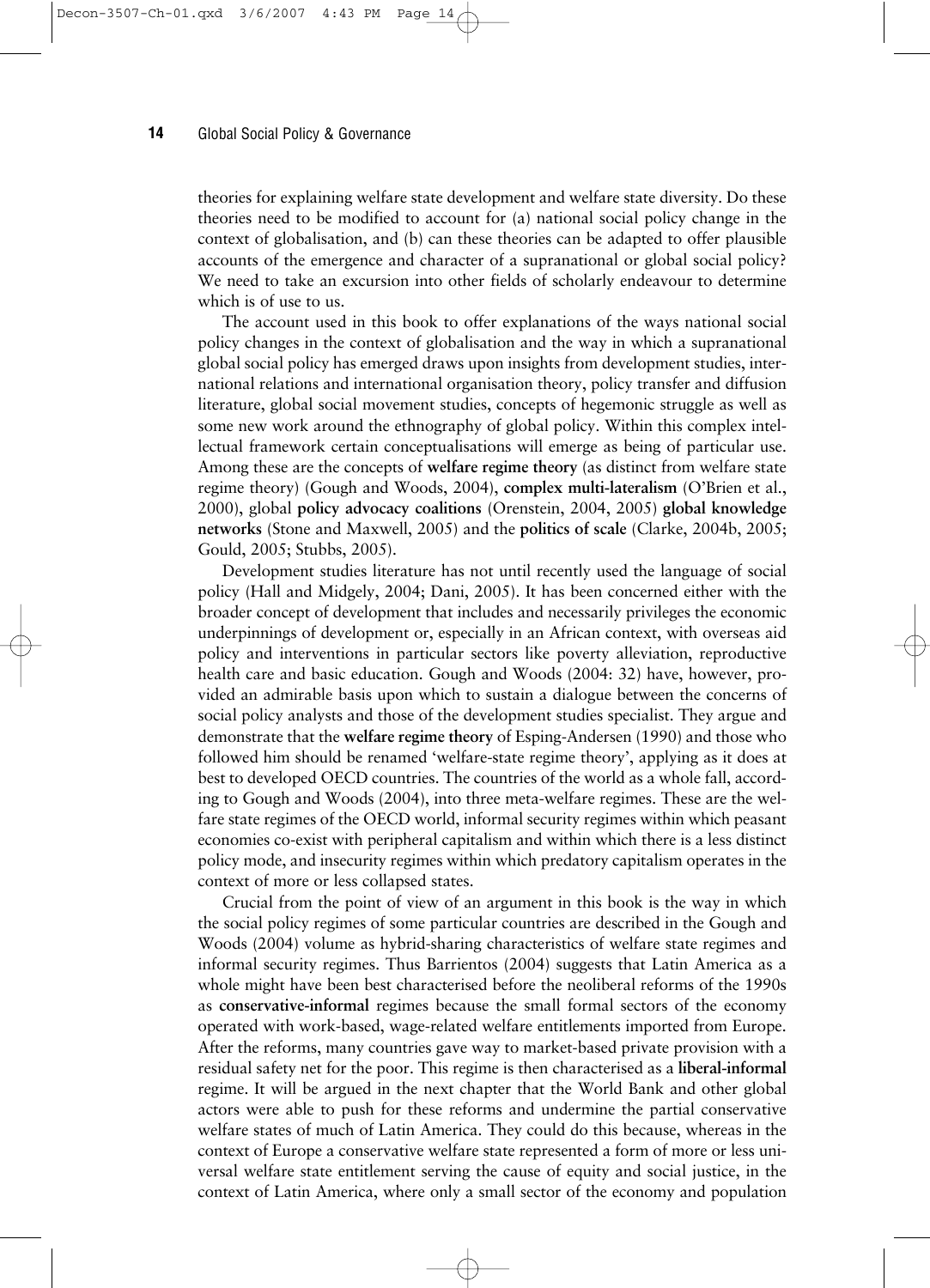theories for explaining welfare state development and welfare state diversity. Do these theories need to be modified to account for (a) national social policy change in the context of globalisation, and (b) can these theories can be adapted to offer plausible accounts of the emergence and character of a supranational or global social policy? We need to take an excursion into other fields of scholarly endeavour to determine which is of use to us.

The account used in this book to offer explanations of the ways national social policy changes in the context of globalisation and the way in which a supranational global social policy has emerged draws upon insights from development studies, international relations and international organisation theory, policy transfer and diffusion literature, global social movement studies, concepts of hegemonic struggle as well as some new work around the ethnography of global policy. Within this complex intellectual framework certain conceptualisations will emerge as being of particular use. Among these are the concepts of **welfare regime theory** (as distinct from welfare state regime theory) (Gough and Woods, 2004), **complex multi-lateralism** (O'Brien et al., 2000), global **policy advocacy coalitions** (Orenstein, 2004, 2005) **global knowledge networks** (Stone and Maxwell, 2005) and the **politics of scale** (Clarke, 2004b, 2005; Gould, 2005; Stubbs, 2005).

Development studies literature has not until recently used the language of social policy (Hall and Midgely, 2004; Dani, 2005). It has been concerned either with the broader concept of development that includes and necessarily privileges the economic underpinnings of development or, especially in an African context, with overseas aid policy and interventions in particular sectors like poverty alleviation, reproductive health care and basic education. Gough and Woods (2004: 32) have, however, provided an admirable basis upon which to sustain a dialogue between the concerns of social policy analysts and those of the development studies specialist. They argue and demonstrate that the **welfare regime theory** of Esping-Andersen (1990) and those who followed him should be renamed 'welfare-state regime theory', applying as it does at best to developed OECD countries. The countries of the world as a whole fall, according to Gough and Woods (2004), into three meta-welfare regimes. These are the welfare state regimes of the OECD world, informal security regimes within which peasant economies co-exist with peripheral capitalism and within which there is a less distinct policy mode, and insecurity regimes within which predatory capitalism operates in the context of more or less collapsed states.

Crucial from the point of view of an argument in this book is the way in which the social policy regimes of some particular countries are described in the Gough and Woods (2004) volume as hybrid-sharing characteristics of welfare state regimes and informal security regimes. Thus Barrientos (2004) suggests that Latin America as a whole might have been best characterised before the neoliberal reforms of the 1990s as **conservative-informal** regimes because the small formal sectors of the economy operated with work-based, wage-related welfare entitlements imported from Europe. After the reforms, many countries gave way to market-based private provision with a residual safety net for the poor. This regime is then characterised as a **liberal-informal** regime. It will be argued in the next chapter that the World Bank and other global actors were able to push for these reforms and undermine the partial conservative welfare states of much of Latin America. They could do this because, whereas in the context of Europe a conservative welfare state represented a form of more or less universal welfare state entitlement serving the cause of equity and social justice, in the context of Latin America, where only a small sector of the economy and population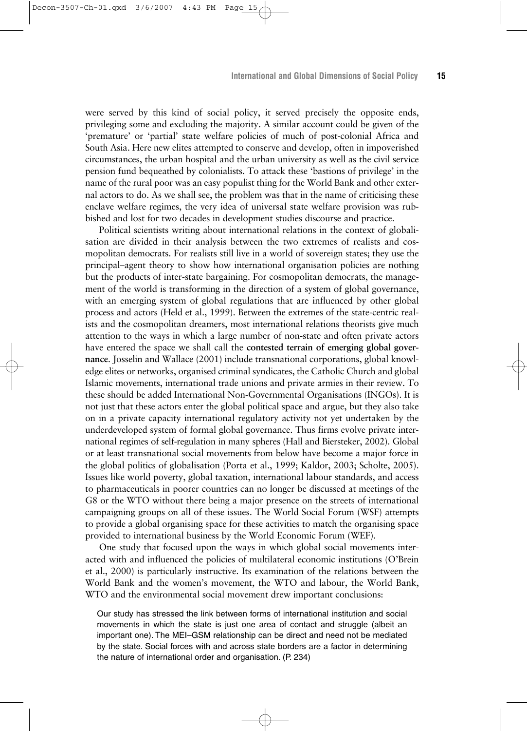were served by this kind of social policy, it served precisely the opposite ends, privileging some and excluding the majority. A similar account could be given of the 'premature' or 'partial' state welfare policies of much of post-colonial Africa and South Asia. Here new elites attempted to conserve and develop, often in impoverished circumstances, the urban hospital and the urban university as well as the civil service pension fund bequeathed by colonialists. To attack these 'bastions of privilege' in the name of the rural poor was an easy populist thing for the World Bank and other external actors to do. As we shall see, the problem was that in the name of criticising these enclave welfare regimes, the very idea of universal state welfare provision was rubbished and lost for two decades in development studies discourse and practice.

Political scientists writing about international relations in the context of globalisation are divided in their analysis between the two extremes of realists and cosmopolitan democrats. For realists still live in a world of sovereign states; they use the principal–agent theory to show how international organisation policies are nothing but the products of inter-state bargaining. For cosmopolitan democrats, the management of the world is transforming in the direction of a system of global governance, with an emerging system of global regulations that are influenced by other global process and actors (Held et al., 1999). Between the extremes of the state-centric realists and the cosmopolitan dreamers, most international relations theorists give much attention to the ways in which a large number of non-state and often private actors have entered the space we shall call the **contested terrain of emerging global governance**. Josselin and Wallace (2001) include transnational corporations, global knowledge elites or networks, organised criminal syndicates, the Catholic Church and global Islamic movements, international trade unions and private armies in their review. To these should be added International Non-Governmental Organisations (INGOs). It is not just that these actors enter the global political space and argue, but they also take on in a private capacity international regulatory activity not yet undertaken by the underdeveloped system of formal global governance. Thus firms evolve private international regimes of self-regulation in many spheres (Hall and Biersteker, 2002). Global or at least transnational social movements from below have become a major force in the global politics of globalisation (Porta et al., 1999; Kaldor, 2003; Scholte, 2005). Issues like world poverty, global taxation, international labour standards, and access to pharmaceuticals in poorer countries can no longer be discussed at meetings of the G8 or the WTO without there being a major presence on the streets of international campaigning groups on all of these issues. The World Social Forum (WSF) attempts to provide a global organising space for these activities to match the organising space provided to international business by the World Economic Forum (WEF).

One study that focused upon the ways in which global social movements interacted with and influenced the policies of multilateral economic institutions (O'Brein et al., 2000) is particularly instructive. Its examination of the relations between the World Bank and the women's movement, the WTO and labour, the World Bank, WTO and the environmental social movement drew important conclusions:

> Our study has stressed the link between forms of international institution and social movements in which the state is just one area of contact and struggle (albeit an important one). The MEI–GSM relationship can be direct and need not be mediated by the state. Social forces with and across state borders are a factor in determining the nature of international order and organisation. (P. 234)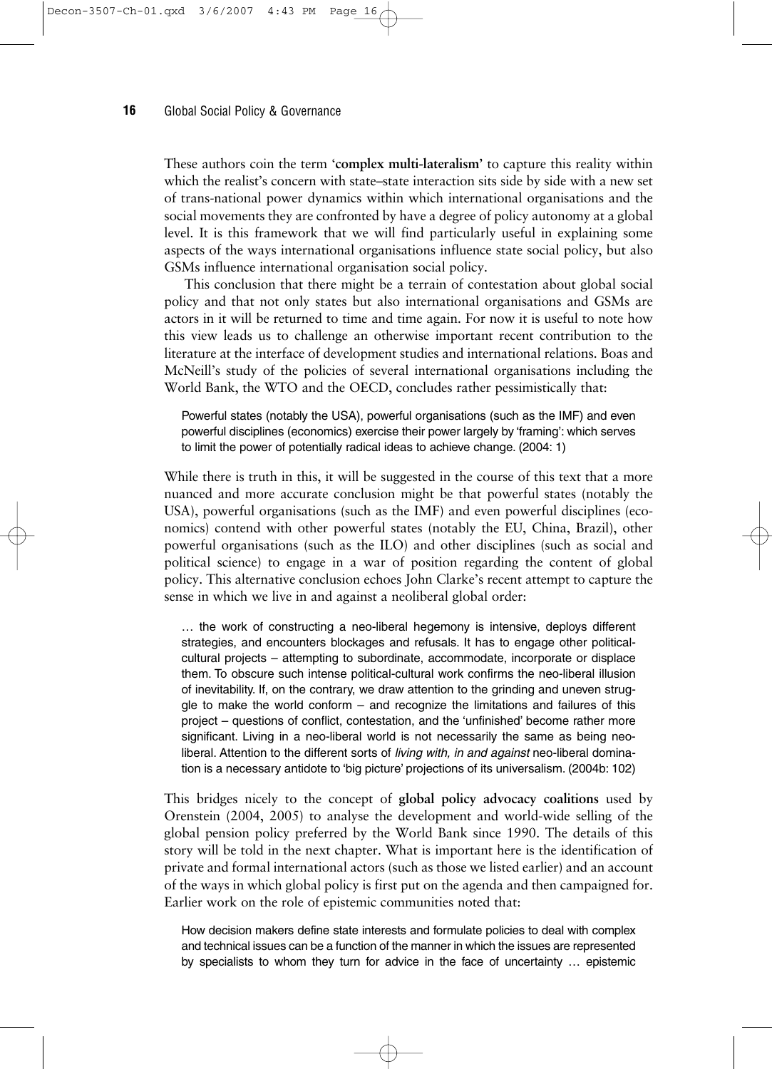These authors coin the term '**complex multi-lateralism**' to capture this reality within which the realist's concern with state–state interaction sits side by side with a new set of trans-national power dynamics within which international organisations and the social movements they are confronted by have a degree of policy autonomy at a global level. It is this framework that we will find particularly useful in explaining some aspects of the ways international organisations influence state social policy, but also GSMs influence international organisation social policy.

This conclusion that there might be a terrain of contestation about global social policy and that not only states but also international organisations and GSMs are actors in it will be returned to time and time again. For now it is useful to note how this view leads us to challenge an otherwise important recent contribution to the literature at the interface of development studies and international relations. Boas and McNeill's study of the policies of several international organisations including the World Bank, the WTO and the OECD, concludes rather pessimistically that:

> Powerful states (notably the USA), powerful organisations (such as the IMF) and even powerful disciplines (economics) exercise their power largely by 'framing': which serves to limit the power of potentially radical ideas to achieve change. (2004: 1)

While there is truth in this, it will be suggested in the course of this text that a more nuanced and more accurate conclusion might be that powerful states (notably the USA), powerful organisations (such as the IMF) and even powerful disciplines (economics) contend with other powerful states (notably the EU, China, Brazil), other powerful organisations (such as the ILO) and other disciplines (such as social and political science) to engage in a war of position regarding the content of global policy. This alternative conclusion echoes John Clarke's recent attempt to capture the sense in which we live in and against a neoliberal global order:

> … the work of constructing a neo-liberal hegemony is intensive, deploys different strategies, and encounters blockages and refusals. It has to engage other political-cultural projects – attempting to subordinate, accommodate, incorporate or displace them. To obscure such intense political-cultural work confirms the neo-liberal illusion of inevitability. If, on the contrary, we draw attention to the grinding and uneven struggle to make the world conform – and recognize the limitations and failures of this project – questions of conflict, contestation, and the 'unfinished' become rather more significant. Living in a neo-liberal world is not necessarily the same as being neo-liberal. Attention to the different sorts of *living with, in and against* neo-liberal domination is a necessary antidote to 'big picture' projections of its universalism. (2004b: 102)

This bridges nicely to the concept of **global policy advocacy coalitions** used by Orenstein (2004, 2005) to analyse the development and world-wide selling of the global pension policy preferred by the World Bank since 1990. The details of this story will be told in the next chapter. What is important here is the identification of private and formal international actors (such as those we listed earlier) and an account of the ways in which global policy is first put on the agenda and then campaigned for. Earlier work on the role of epistemic communities noted that:

> How decision makers define state interests and formulate policies to deal with complex and technical issues can be a function of the manner in which the issues are represented by specialists to whom they turn for advice in the face of uncertainty … epistemic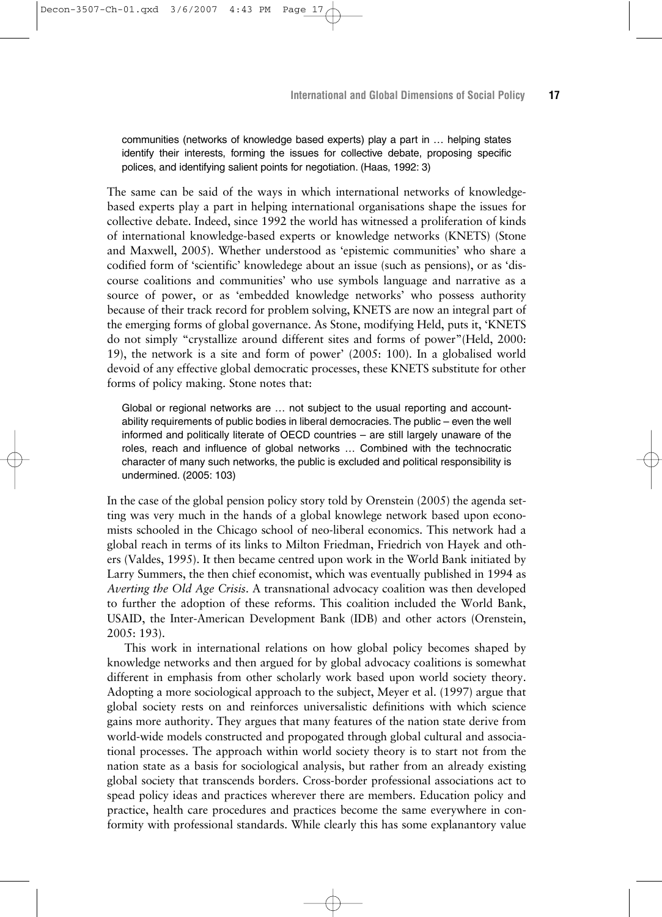> communities (networks of knowledge based experts) play a part in … helping states identify their interests, forming the issues for collective debate, proposing specific polices, and identifying salient points for negotiation. (Haas, 1992: 3)

The same can be said of the ways in which international networks of knowledge-based experts play a part in helping international organisations shape the issues for collective debate. Indeed, since 1992 the world has witnessed a proliferation of kinds of international knowledge-based experts or knowledge networks (KNETS) (Stone and Maxwell, 2005). Whether understood as 'epistemic communities' who share a codified form of 'scientific' knowledege about an issue (such as pensions), or as 'discourse coalitions and communities' who use symbols language and narrative as a source of power, or as 'embedded knowledge networks' who possess authority because of their track record for problem solving, KNETS are now an integral part of the emerging forms of global governance. As Stone, modifying Held, puts it, 'KNETS do not simply "crystallize around different sites and forms of power"(Held, 2000: 19), the network is a site and form of power' (2005: 100). In a globalised world devoid of any effective global democratic processes, these KNETS substitute for other forms of policy making. Stone notes that:

> Global or regional networks are … not subject to the usual reporting and accountability requirements of public bodies in liberal democracies. The public – even the well informed and politically literate of OECD countries – are still largely unaware of the roles, reach and influence of global networks … Combined with the technocratic character of many such networks, the public is excluded and political responsibility is undermined. (2005: 103)

In the case of the global pension policy story told by Orenstein (2005) the agenda setting was very much in the hands of a global knowlege network based upon economists schooled in the Chicago school of neo-liberal economics. This network had a global reach in terms of its links to Milton Friedman, Friedrich von Hayek and others (Valdes, 1995). It then became centred upon work in the World Bank initiated by Larry Summers, the then chief economist, which was eventually published in 1994 as *Averting the Old Age Crisis*. A transnational advocacy coalition was then developed to further the adoption of these reforms. This coalition included the World Bank, USAID, the Inter-American Development Bank (IDB) and other actors (Orenstein, 2005: 193).

This work in international relations on how global policy becomes shaped by knowledge networks and then argued for by global advocacy coalitions is somewhat different in emphasis from other scholarly work based upon world society theory. Adopting a more sociological approach to the subject, Meyer et al. (1997) argue that global society rests on and reinforces universalistic definitions with which science gains more authority. They argues that many features of the nation state derive from world-wide models constructed and propogated through global cultural and associational processes. The approach within world society theory is to start not from the nation state as a basis for sociological analysis, but rather from an already existing global society that transcends borders. Cross-border professional associations act to spead policy ideas and practices wherever there are members. Education policy and practice, health care procedures and practices become the same everywhere in conformity with professional standards. While clearly this has some explanantory value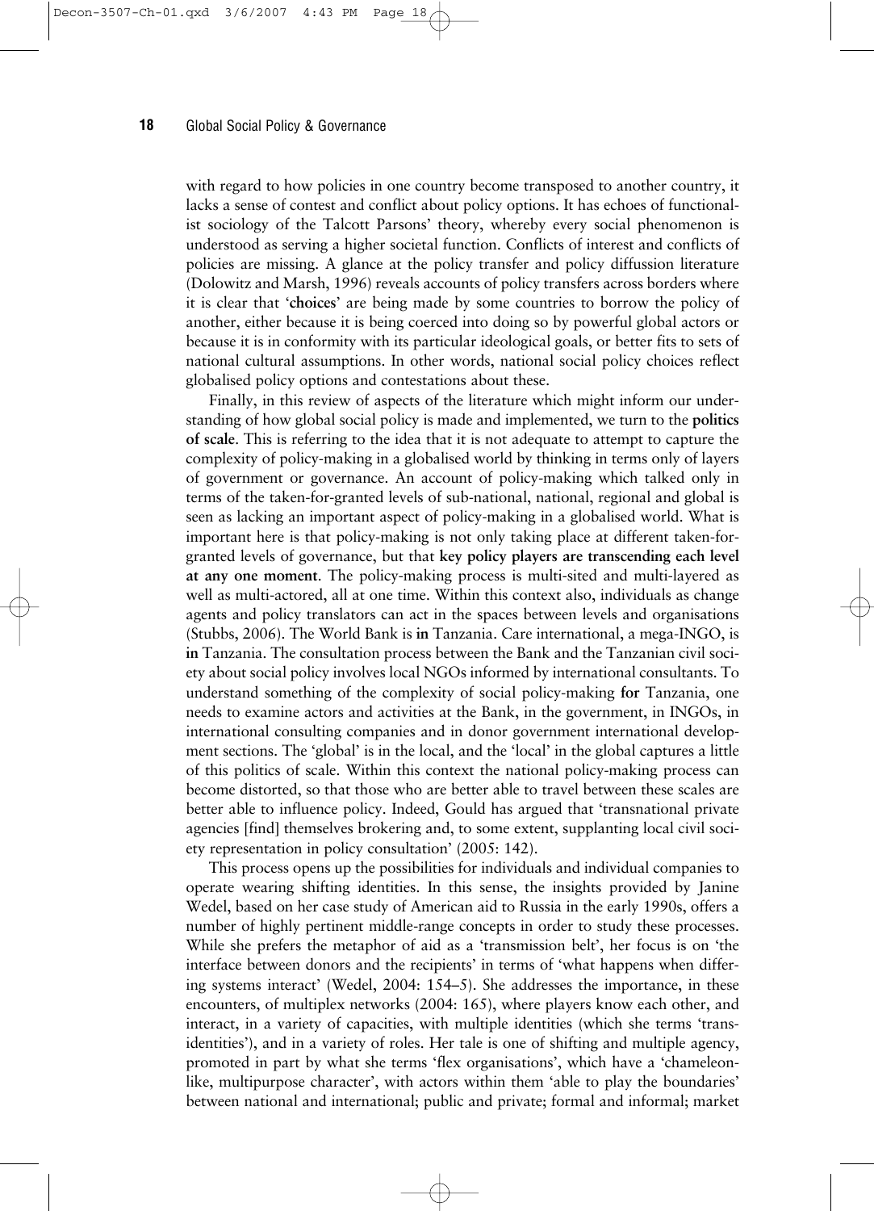with regard to how policies in one country become transposed to another country, it lacks a sense of contest and conflict about policy options. It has echoes of functionalist sociology of the Talcott Parsons' theory, whereby every social phenomenon is understood as serving a higher societal function. Conflicts of interest and conflicts of policies are missing. A glance at the policy transfer and policy diffusion literature (Dolowitz and Marsh, 1996) reveals accounts of policy transfers across borders where it is clear that '**choices**' are being made by some countries to borrow the policy of another, either because it is being coerced into doing so by powerful global actors or because it is in conformity with its particular ideological goals, or better fits to sets of national cultural assumptions. In other words, national social policy choices reflect globalised policy options and contestations about these.

Finally, in this review of aspects of the literature which might inform our understanding of how global social policy is made and implemented, we turn to the **politics of scale**. This is referring to the idea that it is not adequate to attempt to capture the complexity of policy-making in a globalised world by thinking in terms only of layers of government or governance. An account of policy-making which talked only in terms of the taken-for-granted levels of sub-national, national, regional and global is seen as lacking an important aspect of policy-making in a globalised world. What is important here is that policy-making is not only taking place at different taken-for-granted levels of governance, but that **key policy players are transcending each level at any one moment**. The policy-making process is multi-sited and multi-layered as well as multi-actored, all at one time. Within this context also, individuals as change agents and policy translators can act in the spaces between levels and organisations (Stubbs, 2006). The World Bank is **in** Tanzania. Care international, a mega-INGO, is **in** Tanzania. The consultation process between the Bank and the Tanzanian civil society about social policy involves local NGOs informed by international consultants. To understand something of the complexity of social policy-making **for** Tanzania, one needs to examine actors and activities at the Bank, in the government, in INGOs, in international consulting companies and in donor government international development sections. The 'global' is in the local, and the 'local' in the global captures a little of this politics of scale. Within this context the national policy-making process can become distorted, so that those who are better able to travel between these scales are better able to influence policy. Indeed, Gould has argued that 'transnational private agencies [find] themselves brokering and, to some extent, supplanting local civil society representation in policy consultation' (2005: 142).

This process opens up the possibilities for individuals and individual companies to operate wearing shifting identities. In this sense, the insights provided by Janine Wedel, based on her case study of American aid to Russia in the early 1990s, offers a number of highly pertinent middle-range concepts in order to study these processes. While she prefers the metaphor of aid as a 'transmission belt', her focus is on 'the interface between donors and the recipients' in terms of 'what happens when differing systems interact' (Wedel, 2004: 154–5). She addresses the importance, in these encounters, of multiplex networks (2004: 165), where players know each other, and interact, in a variety of capacities, with multiple identities (which she terms 'trans-identities'), and in a variety of roles. Her tale is one of shifting and multiple agency, promoted in part by what she terms 'flex organisations', which have a 'chameleon-like, multipurpose character', with actors within them 'able to play the boundaries' between national and international; public and private; formal and informal; market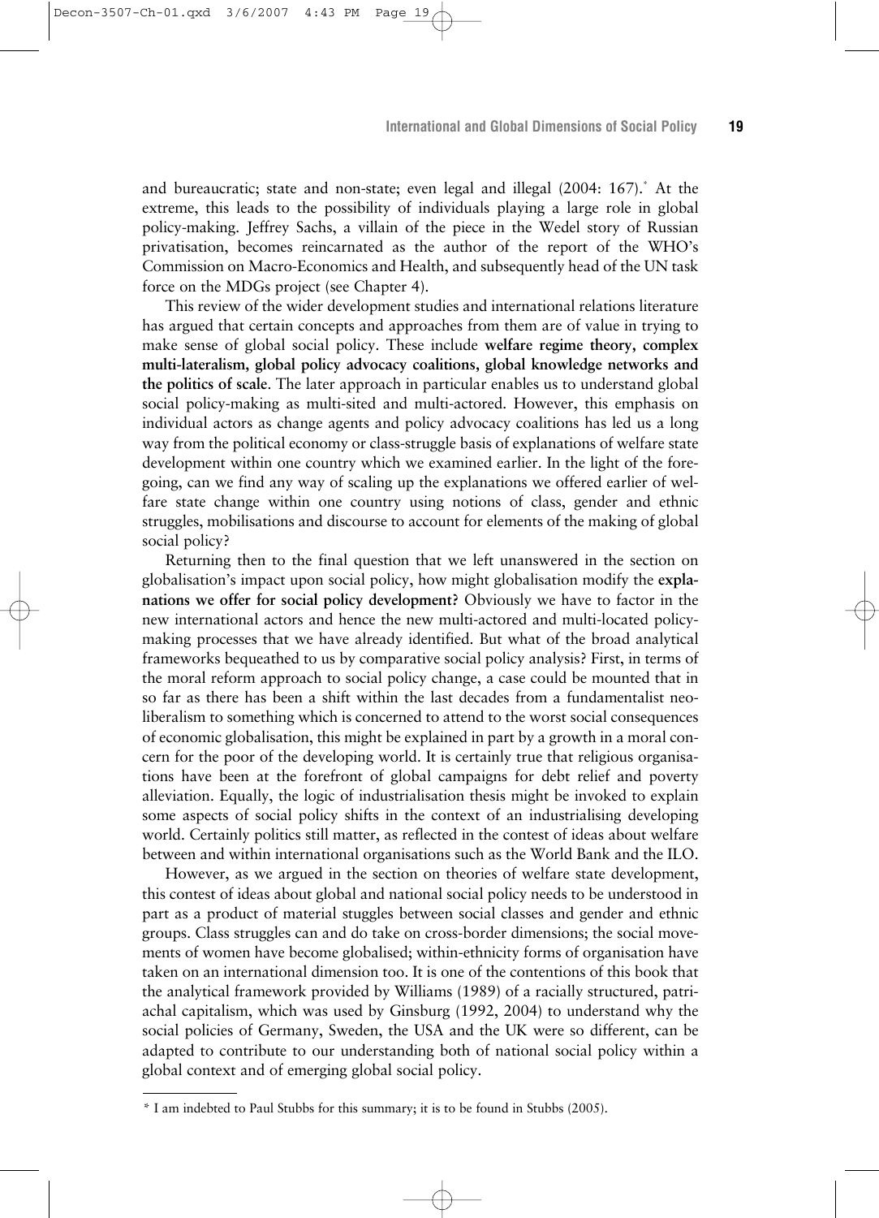and bureaucratic; state and non-state; even legal and illegal (2004: 167).* At the extreme, this leads to the possibility of individuals playing a large role in global policy-making. Jeffrey Sachs, a villain of the piece in the Wedel story of Russian privatisation, becomes reincarnated as the author of the report of the WHO's Commission on Macro-Economics and Health, and subsequently head of the UN task force on the MDGs project (see Chapter 4).

This review of the wider development studies and international relations literature has argued that certain concepts and approaches from them are of value in trying to make sense of global social policy. These include **welfare regime theory, complex multi-lateralism, global policy advocacy coalitions, global knowledge networks and the politics of scale**. The later approach in particular enables us to understand global social policy-making as multi-sited and multi-actored. However, this emphasis on individual actors as change agents and policy advocacy coalitions has led us a long way from the political economy or class-struggle basis of explanations of welfare state development within one country which we examined earlier. In the light of the foregoing, can we find any way of scaling up the explanations we offered earlier of welfare state change within one country using notions of class, gender and ethnic struggles, mobilisations and discourse to account for elements of the making of global social policy?

Returning then to the final question that we left unanswered in the section on globalisation's impact upon social policy, how might globalisation modify the **explanations we offer for social policy development?** Obviously we have to factor in the new international actors and hence the new multi-actored and multi-located policy-making processes that we have already identified. But what of the broad analytical frameworks bequeathed to us by comparative social policy analysis? First, in terms of the moral reform approach to social policy change, a case could be mounted that in so far as there has been a shift within the last decades from a fundamentalist neo-liberalism to something which is concerned to attend to the worst social consequences of economic globalisation, this might be explained in part by a growth in a moral concern for the poor of the developing world. It is certainly true that religious organisations have been at the forefront of global campaigns for debt relief and poverty alleviation. Equally, the logic of industrialisation thesis might be invoked to explain some aspects of social policy shifts in the context of an industrialising developing world. Certainly politics still matter, as reflected in the contest of ideas about welfare between and within international organisations such as the World Bank and the ILO.

However, as we argued in the section on theories of welfare state development, this contest of ideas about global and national social policy needs to be understood in part as a product of material struggles between social classes and gender and ethnic groups. Class struggles can and do take on cross-border dimensions; the social movements of women have become globalised; within-ethnicity forms of organisation have taken on an international dimension too. It is one of the contentions of this book that the analytical framework provided by Williams (1989) of a racially structured, patriachal capitalism, which was used by Ginsburg (1992, 2004) to understand why the social policies of Germany, Sweden, the USA and the UK were so different, can be adapted to contribute to our understanding both of national social policy within a global context and of emerging global social policy.

---

* I am indebted to Paul Stubbs for this summary; it is to be found in Stubbs (2005).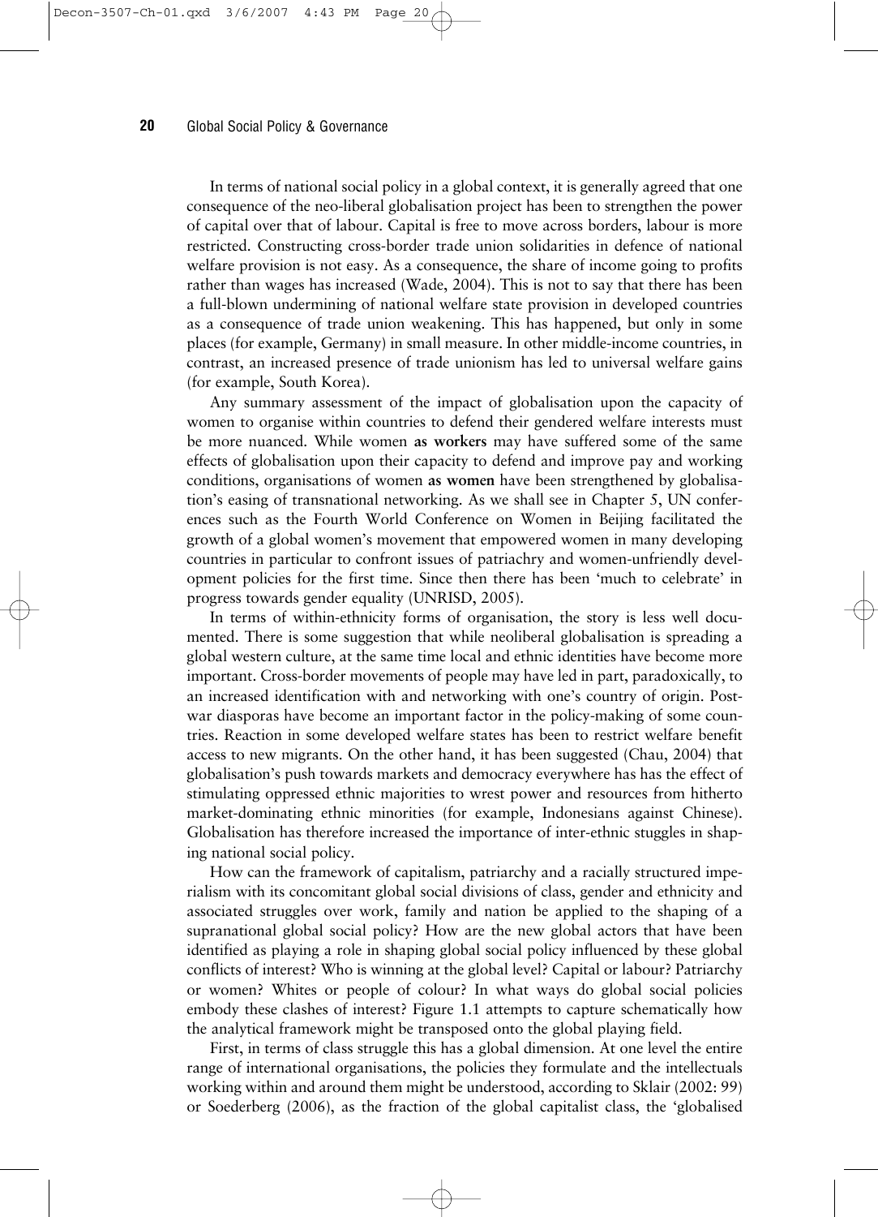In terms of national social policy in a global context, it is generally agreed that one consequence of the neo-liberal globalisation project has been to strengthen the power of capital over that of labour. Capital is free to move across borders, labour is more restricted. Constructing cross-border trade union solidarities in defence of national welfare provision is not easy. As a consequence, the share of income going to profits rather than wages has increased (Wade, 2004). This is not to say that there has been a full-blown undermining of national welfare state provision in developed countries as a consequence of trade union weakening. This has happened, but only in some places (for example, Germany) in small measure. In other middle-income countries, in contrast, an increased presence of trade unionism has led to universal welfare gains (for example, South Korea).

Any summary assessment of the impact of globalisation upon the capacity of women to organise within countries to defend their gendered welfare interests must be more nuanced. While women **as workers** may have suffered some of the same effects of globalisation upon their capacity to defend and improve pay and working conditions, organisations of women **as women** have been strengthened by globalisation's easing of transnational networking. As we shall see in Chapter 5, UN conferences such as the Fourth World Conference on Women in Beijing facilitated the growth of a global women's movement that empowered women in many developing countries in particular to confront issues of patriachry and women-unfriendly development policies for the first time. Since then there has been 'much to celebrate' in progress towards gender equality (UNRISD, 2005).

In terms of within-ethnicity forms of organisation, the story is less well documented. There is some suggestion that while neoliberal globalisation is spreading a global western culture, at the same time local and ethnic identities have become more important. Cross-border movements of people may have led in part, paradoxically, to an increased identification with and networking with one's country of origin. Post-war diasporas have become an important factor in the policy-making of some countries. Reaction in some developed welfare states has been to restrict welfare benefit access to new migrants. On the other hand, it has been suggested (Chau, 2004) that globalisation's push towards markets and democracy everywhere has has the effect of stimulating oppressed ethnic majorities to wrest power and resources from hitherto market-dominating ethnic minorities (for example, Indonesians against Chinese). Globalisation has therefore increased the importance of inter-ethnic stuggles in shaping national social policy.

How can the framework of capitalism, patriarchy and a racially structured imperialism with its concomitant global social divisions of class, gender and ethnicity and associated struggles over work, family and nation be applied to the shaping of a supranational global social policy? How are the new global actors that have been identified as playing a role in shaping global social policy influenced by these global conflicts of interest? Who is winning at the global level? Capital or labour? Patriarchy or women? Whites or people of colour? In what ways do global social policies embody these clashes of interest? Figure 1.1 attempts to capture schematically how the analytical framework might be transposed onto the global playing field.

First, in terms of class struggle this has a global dimension. At one level the entire range of international organisations, the policies they formulate and the intellectuals working within and around them might be understood, according to Sklair (2002: 99) or Soederberg (2006), as the fraction of the global capitalist class, the 'globalised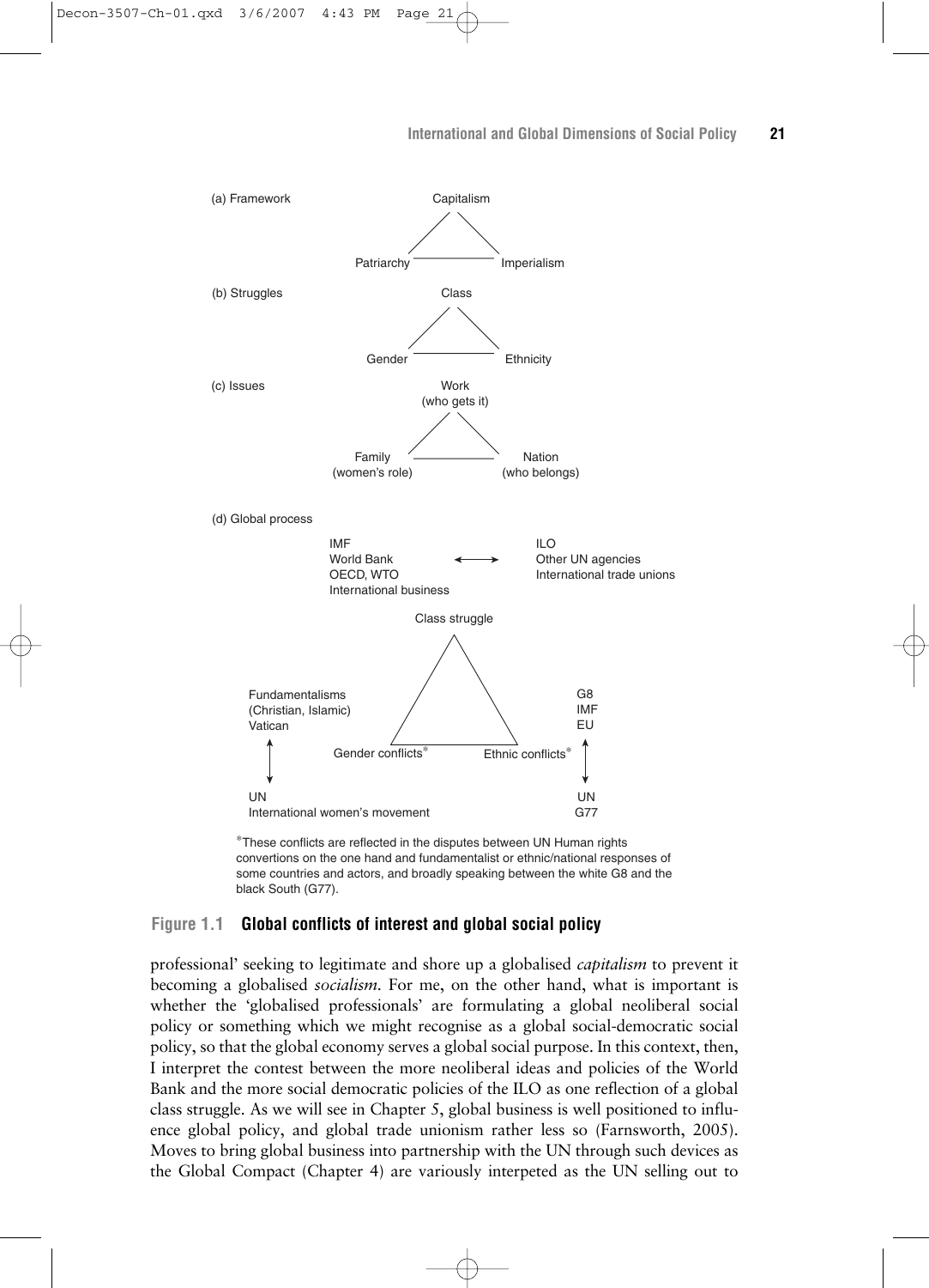(a) Framework

Capitalism

Patriarchy — Imperialism

(b) Struggles

Class

Gender — Ethnicity

(c) Issues

Work
(who gets it)

Family
(women's role)
— Nation
(who belongs)

(d) Global process

IMF
World Bank
OECD, WTO
International business
⟷
ILO
Other UN agencies
International trade unions

Class struggle

Fundamentalisms
(Christian, Islamic)
Vatican
⟷
UN
International women's movement

Gender conflicts*

Ethnic conflicts*

G8
IMF
EU
⟷
UN
G77

*These conflicts are reflected in the disputes between UN Human rights convertions on the one hand and fundamentalist or ethnic/national responses of some countries and actors, and broadly speaking between the white G8 and the black South (G77).

**Figure 1.1 Global conflicts of interest and global social policy**

professional' seeking to legitimate and shore up a globalised *capitalism* to prevent it becoming a globalised *socialism*. For me, on the other hand, what is important is whether the 'globalised professionals' are formulating a global neoliberal social policy or something which we might recognise as a global social-democratic social policy, so that the global economy serves a global social purpose. In this context, then, I interpret the contest between the more neoliberal ideas and policies of the World Bank and the more social democratic policies of the ILO as one reflection of a global class struggle. As we will see in Chapter 5, global business is well positioned to influence global policy, and global trade unionism rather less so (Farnsworth, 2005). Moves to bring global business into partnership with the UN through such devices as the Global Compact (Chapter 4) are variously interpeted as the UN selling out to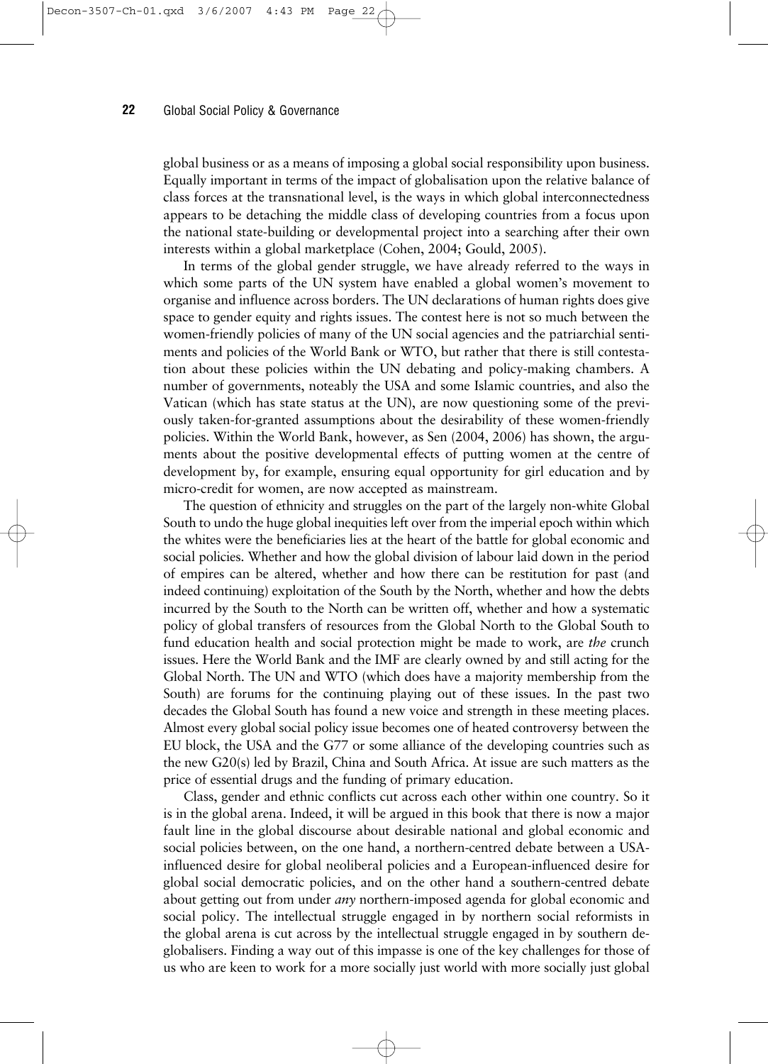global business or as a means of imposing a global social responsibility upon business. Equally important in terms of the impact of globalisation upon the relative balance of class forces at the transnational level, is the ways in which global interconnectedness appears to be detaching the middle class of developing countries from a focus upon the national state-building or developmental project into a searching after their own interests within a global marketplace (Cohen, 2004; Gould, 2005).

In terms of the global gender struggle, we have already referred to the ways in which some parts of the UN system have enabled a global women's movement to organise and influence across borders. The UN declarations of human rights does give space to gender equity and rights issues. The contest here is not so much between the women-friendly policies of many of the UN social agencies and the patriarchial sentiments and policies of the World Bank or WTO, but rather that there is still contestation about these policies within the UN debating and policy-making chambers. A number of governments, noteably the USA and some Islamic countries, and also the Vatican (which has state status at the UN), are now questioning some of the previously taken-for-granted assumptions about the desirability of these women-friendly policies. Within the World Bank, however, as Sen (2004, 2006) has shown, the arguments about the positive developmental effects of putting women at the centre of development by, for example, ensuring equal opportunity for girl education and by micro-credit for women, are now accepted as mainstream.

The question of ethnicity and struggles on the part of the largely non-white Global South to undo the huge global inequities left over from the imperial epoch within which the whites were the beneficiaries lies at the heart of the battle for global economic and social policies. Whether and how the global division of labour laid down in the period of empires can be altered, whether and how there can be restitution for past (and indeed continuing) exploitation of the South by the North, whether and how the debts incurred by the South to the North can be written off, whether and how a systematic policy of global transfers of resources from the Global North to the Global South to fund education health and social protection might be made to work, are *the* crunch issues. Here the World Bank and the IMF are clearly owned by and still acting for the Global North. The UN and WTO (which does have a majority membership from the South) are forums for the continuing playing out of these issues. In the past two decades the Global South has found a new voice and strength in these meeting places. Almost every global social policy issue becomes one of heated controversy between the EU block, the USA and the G77 or some alliance of the developing countries such as the new G20(s) led by Brazil, China and South Africa. At issue are such matters as the price of essential drugs and the funding of primary education.

Class, gender and ethnic conflicts cut across each other within one country. So it is in the global arena. Indeed, it will be argued in this book that there is now a major fault line in the global discourse about desirable national and global economic and social policies between, on the one hand, a northern-centred debate between a USA-influenced desire for global neoliberal policies and a European-influenced desire for global social democratic policies, and on the other hand a southern-centred debate about getting out from under *any* northern-imposed agenda for global economic and social policy. The intellectual struggle engaged in by northern social reformists in the global arena is cut across by the intellectual struggle engaged in by southern de-globalisers. Finding a way out of this impasse is one of the key challenges for those of us who are keen to work for a more socially just world with more socially just global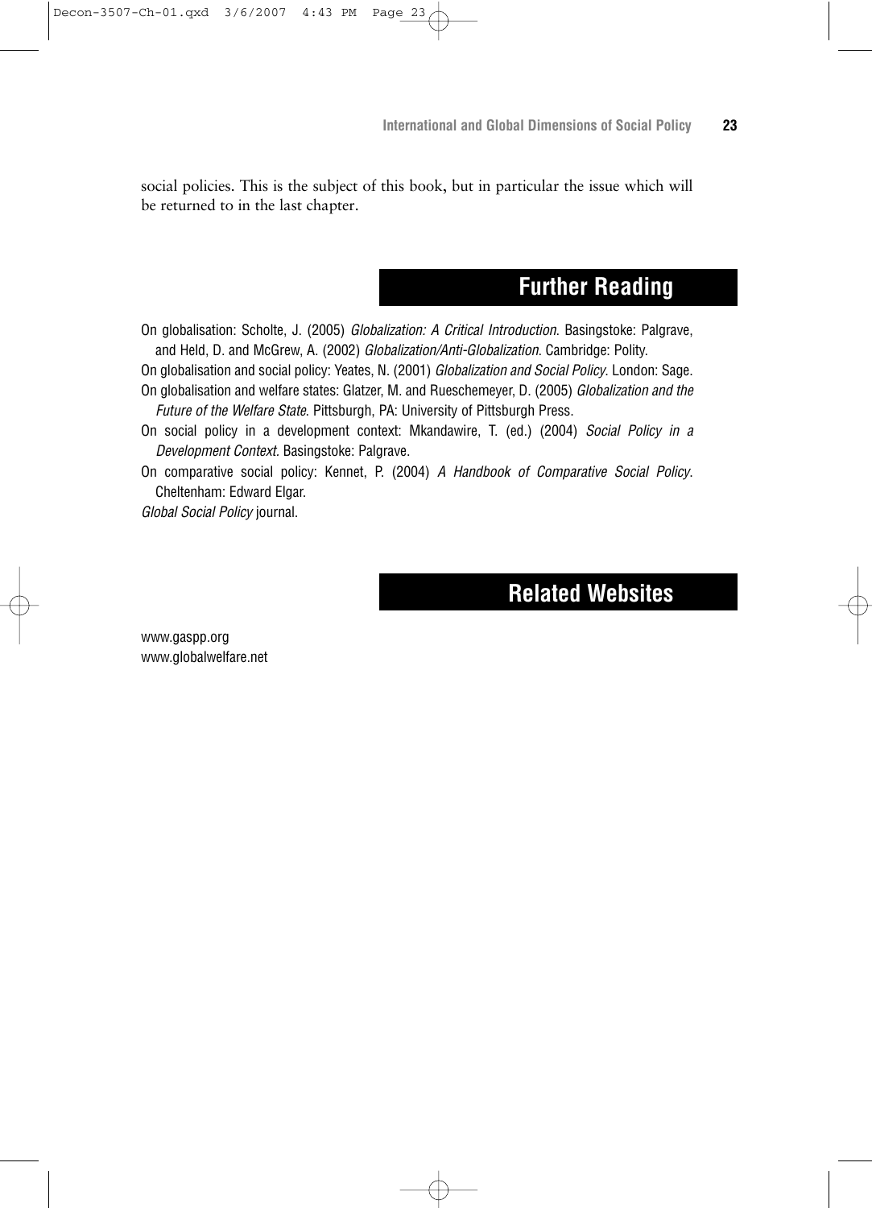social policies. This is the subject of this book, but in particular the issue which will be returned to in the last chapter.

## Further Reading

On globalisation: Scholte, J. (2005) *Globalization: A Critical Introduction*. Basingstoke: Palgrave, and Held, D. and McGrew, A. (2002) *Globalization/Anti-Globalization*. Cambridge: Polity.

On globalisation and social policy: Yeates, N. (2001) *Globalization and Social Policy*. London: Sage.

On globalisation and welfare states: Glatzer, M. and Rueschemeyer, D. (2005) *Globalization and the Future of the Welfare State*. Pittsburgh, PA: University of Pittsburgh Press.

On social policy in a development context: Mkandawire, T. (ed.) (2004) *Social Policy in a Development Context*. Basingstoke: Palgrave.

On comparative social policy: Kennet, P. (2004) *A Handbook of Comparative Social Policy*. Cheltenham: Edward Elgar.

*Global Social Policy* journal.

## Related Websites

www.gaspp.org
www.globalwelfare.net